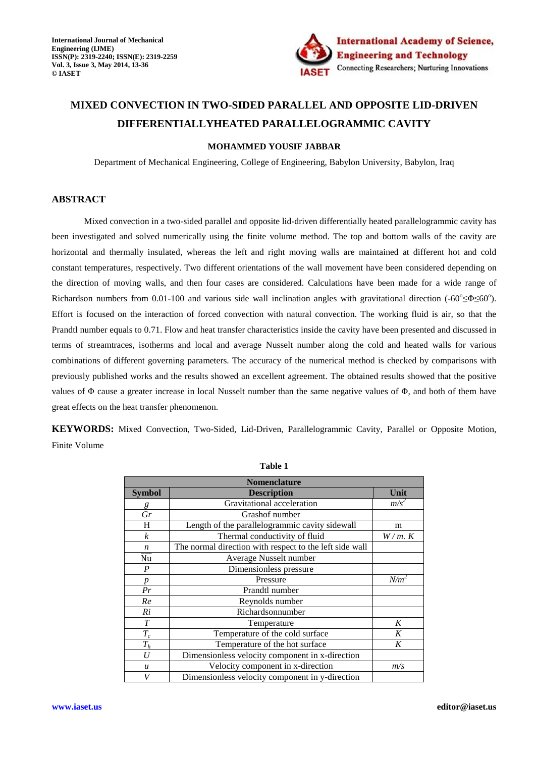International Journal of Mechanical Engineering (IJME)
ISSN(P): 2319-2240; ISSN(E): 2319-2259
Vol. 3, Issue 3, May 2014, 13-36
© IASET

# MIXED CONVECTION IN TWO-SIDED PARALLEL AND OPPOSITE LID-DRIVEN DIFFERENTIALLYHEATED PARALLELOGRAMMIC CAVITY

**MOHAMMED YOUSIF JABBAR**

Department of Mechanical Engineering, College of Engineering, Babylon University, Babylon, Iraq

## ABSTRACT

Mixed convection in a two-sided parallel and opposite lid-driven differentially heated parallelogrammic cavity has been investigated and solved numerically using the finite volume method. The top and bottom walls of the cavity are horizontal and thermally insulated, whereas the left and right moving walls are maintained at different hot and cold constant temperatures, respectively. Two different orientations of the wall movement have been considered depending on the direction of moving walls, and then four cases are considered. Calculations have been made for a wide range of Richardson numbers from 0.01-100 and various side wall inclination angles with gravitational direction ($-60^o \leq \Phi \leq 60^o$). Effort is focused on the interaction of forced convection with natural convection. The working fluid is air, so that the Prandtl number equals to 0.71. Flow and heat transfer characteristics inside the cavity have been presented and discussed in terms of streamtraces, isotherms and local and average Nusselt number along the cold and heated walls for various combinations of different governing parameters. The accuracy of the numerical method is checked by comparisons with previously published works and the results showed an excellent agreement. The obtained results showed that the positive values of $\Phi$ cause a greater increase in local Nusselt number than the same negative values of $\Phi$, and both of them have great effects on the heat transfer phenomenon.

**KEYWORDS:** Mixed Convection, Two-Sided, Lid-Driven, Parallelogrammic Cavity, Parallel or Opposite Motion, Finite Volume

**Table 1**

| Nomenclature | | |
|---|---|---|
| **Symbol** | **Description** | **Unit** |
| $g$ | Gravitational acceleration | $m/s^2$ |
| $Gr$ | Grashof number | |
| H | Length of the parallelogrammic cavity sidewall | m |
| $k$ | Thermal conductivity of fluid | $W/m.K$ |
| $n$ | The normal direction with respect to the left side wall | |
| $\overline{Nu}$ | Average Nusselt number | |
| $P$ | Dimensionless pressure | |
| $p$ | Pressure | $N/m^2$ |
| $Pr$ | Prandtl number | |
| $Re$ | Reynolds number | |
| $Ri$ | Richardsonnumber | |
| $T$ | Temperature | $K$ |
| $T_c$ | Temperature of the cold surface | $K$ |
| $T_h$ | Temperature of the hot surface | $K$ |
| $U$ | Dimensionless velocity component in x-direction | |
| $u$ | Velocity component in x-direction | $m/s$ |
| $V$ | Dimensionless velocity component in y-direction | |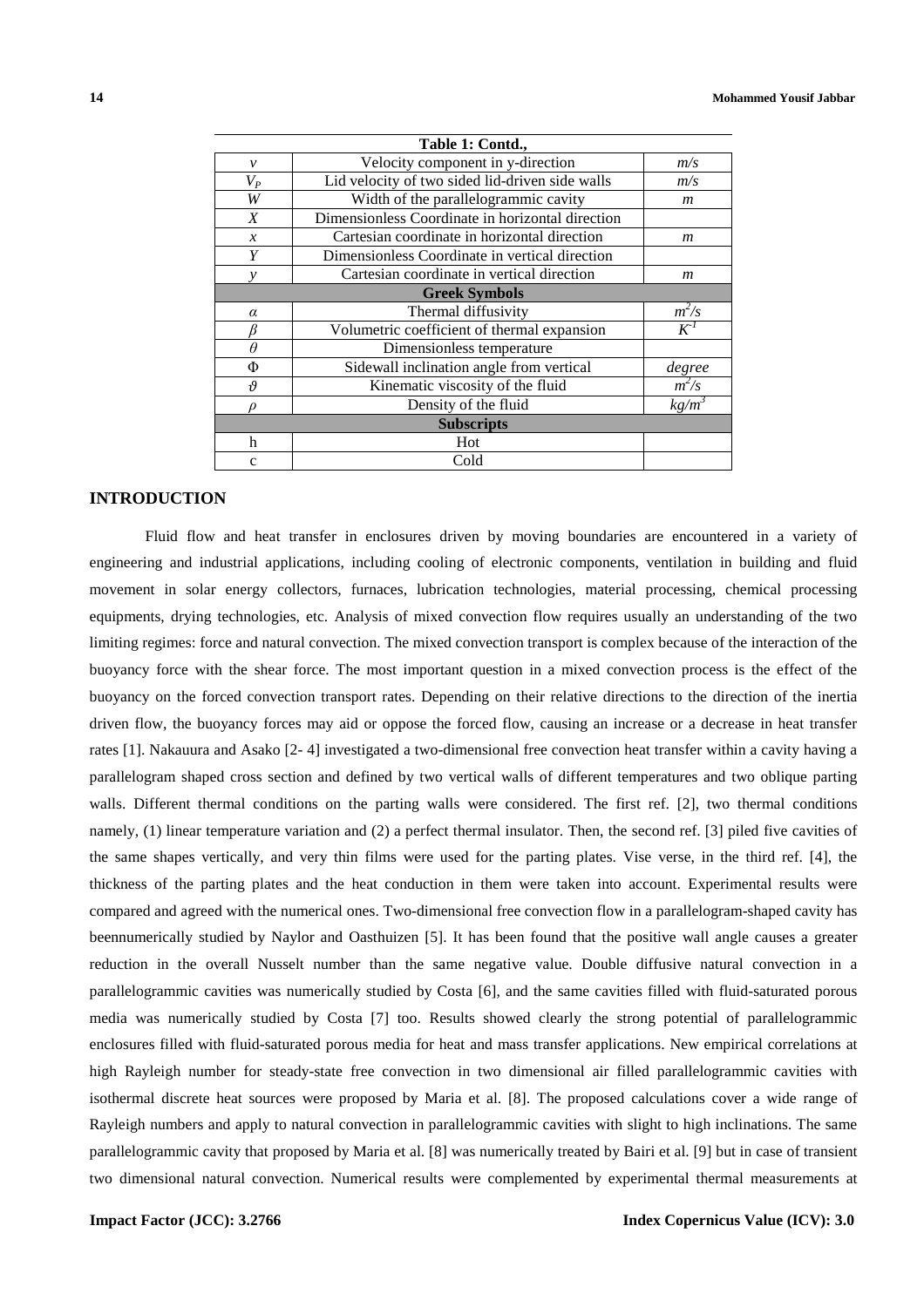| Table 1: Contd., | | |
|---|---|---|
| $v$ | Velocity component in y-direction | $m/s$ |
| $V_P$ | Lid velocity of two sided lid-driven side walls | $m/s$ |
| $W$ | Width of the parallelogrammic cavity | $m$ |
| $X$ | Dimensionless Coordinate in horizontal direction | |
| $x$ | Cartesian coordinate in horizontal direction | $m$ |
| $Y$ | Dimensionless Coordinate in vertical direction | |
| $y$ | Cartesian coordinate in vertical direction | $m$ |
| **Greek Symbols** | | |
| $\alpha$ | Thermal diffusivity | $m^2/s$ |
| $\beta$ | Volumetric coefficient of thermal expansion | $K^{-1}$ |
| $\theta$ | Dimensionless temperature | |
| $\Phi$ | Sidewall inclination angle from vertical | *degree* |
| $\vartheta$ | Kinematic viscosity of the fluid | $m^2/s$ |
| $\rho$ | Density of the fluid | $kg/m^3$ |
| **Subscripts** | | |
| h | Hot | |
| c | Cold | |

## INTRODUCTION

Fluid flow and heat transfer in enclosures driven by moving boundaries are encountered in a variety of engineering and industrial applications, including cooling of electronic components, ventilation in building and fluid movement in solar energy collectors, furnaces, lubrication technologies, material processing, chemical processing equipments, drying technologies, etc. Analysis of mixed convection flow requires usually an understanding of the two limiting regimes: force and natural convection. The mixed convection transport is complex because of the interaction of the buoyancy force with the shear force. The most important question in a mixed convection process is the effect of the buoyancy on the forced convection transport rates. Depending on their relative directions to the direction of the inertia driven flow, the buoyancy forces may aid or oppose the forced flow, causing an increase or a decrease in heat transfer rates [1]. Nakauura and Asako [2- 4] investigated a two-dimensional free convection heat transfer within a cavity having a parallelogram shaped cross section and defined by two vertical walls of different temperatures and two oblique parting walls. Different thermal conditions on the parting walls were considered. The first ref. [2], two thermal conditions namely, (1) linear temperature variation and (2) a perfect thermal insulator. Then, the second ref. [3] piled five cavities of the same shapes vertically, and very thin films were used for the parting plates. Vise verse, in the third ref. [4], the thickness of the parting plates and the heat conduction in them were taken into account. Experimental results were compared and agreed with the numerical ones. Two-dimensional free convection flow in a parallelogram-shaped cavity has beennumerically studied by Naylor and Oasthuizen [5]. It has been found that the positive wall angle causes a greater reduction in the overall Nusselt number than the same negative value. Double diffusive natural convection in a parallelogrammic cavities was numerically studied by Costa [6], and the same cavities filled with fluid-saturated porous media was numerically studied by Costa [7] too. Results showed clearly the strong potential of parallelogrammic enclosures filled with fluid-saturated porous media for heat and mass transfer applications. New empirical correlations at high Rayleigh number for steady-state free convection in two dimensional air filled parallelogrammic cavities with isothermal discrete heat sources were proposed by Maria et al. [8]. The proposed calculations cover a wide range of Rayleigh numbers and apply to natural convection in parallelogrammic cavities with slight to high inclinations. The same parallelogrammic cavity that proposed by Maria et al. [8] was numerically treated by Bairi et al. [9] but in case of transient two dimensional natural convection. Numerical results were complemented by experimental thermal measurements at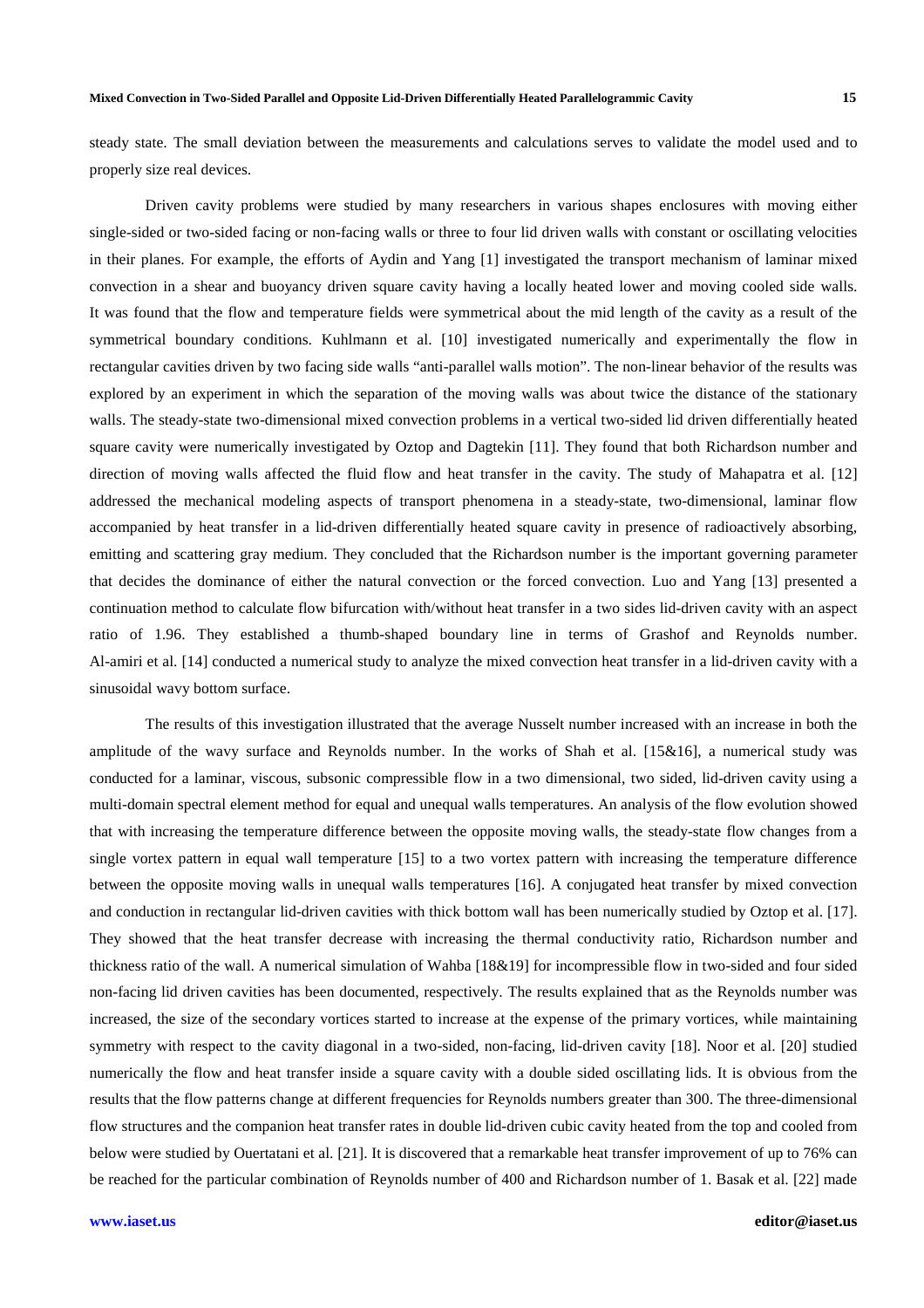steady state. The small deviation between the measurements and calculations serves to validate the model used and to properly size real devices.

Driven cavity problems were studied by many researchers in various shapes enclosures with moving either single-sided or two-sided facing or non-facing walls or three to four lid driven walls with constant or oscillating velocities in their planes. For example, the efforts of Aydin and Yang [1] investigated the transport mechanism of laminar mixed convection in a shear and buoyancy driven square cavity having a locally heated lower and moving cooled side walls. It was found that the flow and temperature fields were symmetrical about the mid length of the cavity as a result of the symmetrical boundary conditions. Kuhlmann et al. [10] investigated numerically and experimentally the flow in rectangular cavities driven by two facing side walls "anti-parallel walls motion". The non-linear behavior of the results was explored by an experiment in which the separation of the moving walls was about twice the distance of the stationary walls. The steady-state two-dimensional mixed convection problems in a vertical two-sided lid driven differentially heated square cavity were numerically investigated by Oztop and Dagtekin [11]. They found that both Richardson number and direction of moving walls affected the fluid flow and heat transfer in the cavity. The study of Mahapatra et al. [12] addressed the mechanical modeling aspects of transport phenomena in a steady-state, two-dimensional, laminar flow accompanied by heat transfer in a lid-driven differentially heated square cavity in presence of radioactively absorbing, emitting and scattering gray medium. They concluded that the Richardson number is the important governing parameter that decides the dominance of either the natural convection or the forced convection. Luo and Yang [13] presented a continuation method to calculate flow bifurcation with/without heat transfer in a two sides lid-driven cavity with an aspect ratio of 1.96. They established a thumb-shaped boundary line in terms of Grashof and Reynolds number. Al-amiri et al. [14] conducted a numerical study to analyze the mixed convection heat transfer in a lid-driven cavity with a sinusoidal wavy bottom surface.

The results of this investigation illustrated that the average Nusselt number increased with an increase in both the amplitude of the wavy surface and Reynolds number. In the works of Shah et al. [15&16], a numerical study was conducted for a laminar, viscous, subsonic compressible flow in a two dimensional, two sided, lid-driven cavity using a multi-domain spectral element method for equal and unequal walls temperatures. An analysis of the flow evolution showed that with increasing the temperature difference between the opposite moving walls, the steady-state flow changes from a single vortex pattern in equal wall temperature [15] to a two vortex pattern with increasing the temperature difference between the opposite moving walls in unequal walls temperatures [16]. A conjugated heat transfer by mixed convection and conduction in rectangular lid-driven cavities with thick bottom wall has been numerically studied by Oztop et al. [17]. They showed that the heat transfer decrease with increasing the thermal conductivity ratio, Richardson number and thickness ratio of the wall. A numerical simulation of Wahba [18&19] for incompressible flow in two-sided and four sided non-facing lid driven cavities has been documented, respectively. The results explained that as the Reynolds number was increased, the size of the secondary vortices started to increase at the expense of the primary vortices, while maintaining symmetry with respect to the cavity diagonal in a two-sided, non-facing, lid-driven cavity [18]. Noor et al. [20] studied numerically the flow and heat transfer inside a square cavity with a double sided oscillating lids. It is obvious from the results that the flow patterns change at different frequencies for Reynolds numbers greater than 300. The three-dimensional flow structures and the companion heat transfer rates in double lid-driven cubic cavity heated from the top and cooled from below were studied by Ouertatani et al. [21]. It is discovered that a remarkable heat transfer improvement of up to 76% can be reached for the particular combination of Reynolds number of 400 and Richardson number of 1. Basak et al. [22] made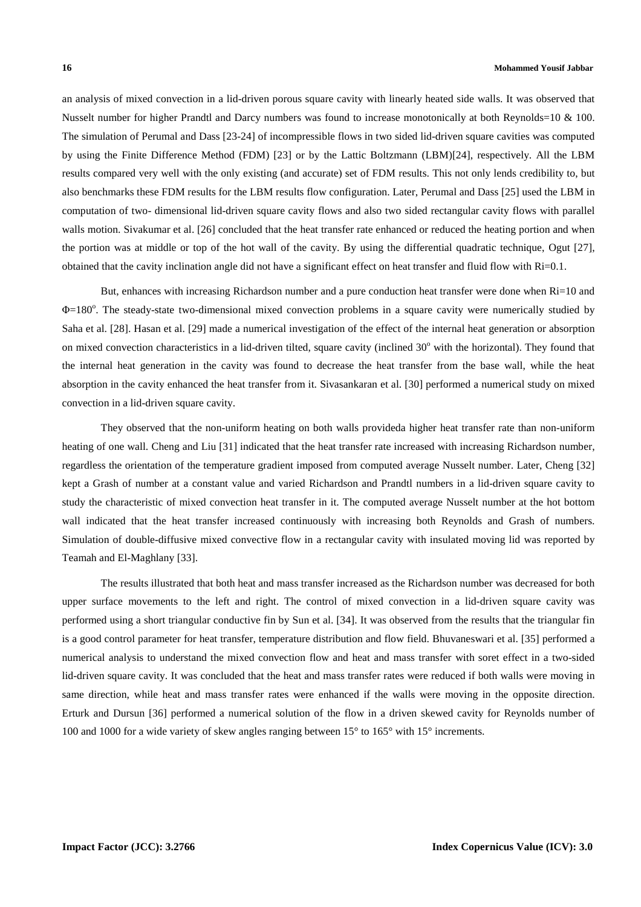an analysis of mixed convection in a lid-driven porous square cavity with linearly heated side walls. It was observed that Nusselt number for higher Prandtl and Darcy numbers was found to increase monotonically at both Reynolds=10 & 100. The simulation of Perumal and Dass [23-24] of incompressible flows in two sided lid-driven square cavities was computed by using the Finite Difference Method (FDM) [23] or by the Lattic Boltzmann (LBM)[24], respectively. All the LBM results compared very well with the only existing (and accurate) set of FDM results. This not only lends credibility to, but also benchmarks these FDM results for the LBM results flow configuration. Later, Perumal and Dass [25] used the LBM in computation of two- dimensional lid-driven square cavity flows and also two sided rectangular cavity flows with parallel walls motion. Sivakumar et al. [26] concluded that the heat transfer rate enhanced or reduced the heating portion and when the portion was at middle or top of the hot wall of the cavity. By using the differential quadratic technique, Ogut [27], obtained that the cavity inclination angle did not have a significant effect on heat transfer and fluid flow with Ri=0.1.

But, enhances with increasing Richardson number and a pure conduction heat transfer were done when Ri=10 and $\Phi=180^{o}$. The steady-state two-dimensional mixed convection problems in a square cavity were numerically studied by Saha et al. [28]. Hasan et al. [29] made a numerical investigation of the effect of the internal heat generation or absorption on mixed convection characteristics in a lid-driven tilted, square cavity (inclined $30^{o}$ with the horizontal). They found that the internal heat generation in the cavity was found to decrease the heat transfer from the base wall, while the heat absorption in the cavity enhanced the heat transfer from it. Sivasankaran et al. [30] performed a numerical study on mixed convection in a lid-driven square cavity.

They observed that the non-uniform heating on both walls provideda higher heat transfer rate than non-uniform heating of one wall. Cheng and Liu [31] indicated that the heat transfer rate increased with increasing Richardson number, regardless the orientation of the temperature gradient imposed from computed average Nusselt number. Later, Cheng [32] kept a Grash of number at a constant value and varied Richardson and Prandtl numbers in a lid-driven square cavity to study the characteristic of mixed convection heat transfer in it. The computed average Nusselt number at the hot bottom wall indicated that the heat transfer increased continuously with increasing both Reynolds and Grash of numbers. Simulation of double-diffusive mixed convective flow in a rectangular cavity with insulated moving lid was reported by Teamah and El-Maghlany [33].

The results illustrated that both heat and mass transfer increased as the Richardson number was decreased for both upper surface movements to the left and right. The control of mixed convection in a lid-driven square cavity was performed using a short triangular conductive fin by Sun et al. [34]. It was observed from the results that the triangular fin is a good control parameter for heat transfer, temperature distribution and flow field. Bhuvaneswari et al. [35] performed a numerical analysis to understand the mixed convection flow and heat and mass transfer with soret effect in a two-sided lid-driven square cavity. It was concluded that the heat and mass transfer rates were reduced if both walls were moving in same direction, while heat and mass transfer rates were enhanced if the walls were moving in the opposite direction. Erturk and Dursun [36] performed a numerical solution of the flow in a driven skewed cavity for Reynolds number of 100 and 1000 for a wide variety of skew angles ranging between 15° to 165° with 15° increments.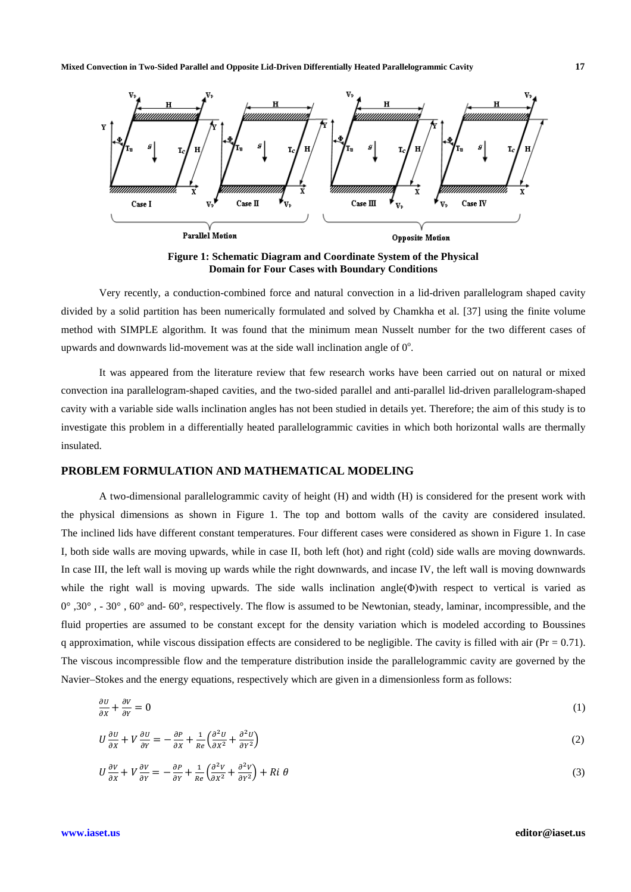Figure 1: Schematic Diagram and Coordinate System of the Physical Domain for Four Cases with Boundary Conditions

Very recently, a conduction-combined force and natural convection in a lid-driven parallelogram shaped cavity divided by a solid partition has been numerically formulated and solved by Chamkha et al. [37] using the finite volume method with SIMPLE algorithm. It was found that the minimum mean Nusselt number for the two different cases of upwards and downwards lid-movement was at the side wall inclination angle of $0^o$.

It was appeared from the literature review that few research works have been carried out on natural or mixed convection ina parallelogram-shaped cavities, and the two-sided parallel and anti-parallel lid-driven parallelogram-shaped cavity with a variable side walls inclination angles has not been studied in details yet. Therefore; the aim of this study is to investigate this problem in a differentially heated parallelogrammic cavities in which both horizontal walls are thermally insulated.

## PROBLEM FORMULATION AND MATHEMATICAL MODELING

A two-dimensional parallelogrammic cavity of height (H) and width (H) is considered for the present work with the physical dimensions as shown in Figure 1. The top and bottom walls of the cavity are considered insulated. The inclined lids have different constant temperatures. Four different cases were considered as shown in Figure 1. In case I, both side walls are moving upwards, while in case II, both left (hot) and right (cold) side walls are moving downwards. In case III, the left wall is moving up wards while the right downwards, and incase IV, the left wall is moving downwards while the right wall is moving upwards. The side walls inclination angle(Φ)with respect to vertical is varied as 0° ,30° , - 30° , 60° and- 60°, respectively. The flow is assumed to be Newtonian, steady, laminar, incompressible, and the fluid properties are assumed to be constant except for the density variation which is modeled according to Boussines q approximation, while viscous dissipation effects are considered to be negligible. The cavity is filled with air (Pr = 0.71). The viscous incompressible flow and the temperature distribution inside the parallelogrammic cavity are governed by the Navier–Stokes and the energy equations, respectively which are given in a dimensionless form as follows:

$$\frac{\partial U}{\partial X} + \frac{\partial V}{\partial Y} = 0 \tag{1}$$

$$U\frac{\partial U}{\partial X} + V\frac{\partial U}{\partial Y} = -\frac{\partial P}{\partial X} + \frac{1}{Re}\left(\frac{\partial^2 U}{\partial X^2} + \frac{\partial^2 U}{\partial Y^2}\right) \tag{2}$$

$$U\frac{\partial V}{\partial X} + V\frac{\partial V}{\partial Y} = -\frac{\partial P}{\partial Y} + \frac{1}{Re}\left(\frac{\partial^2 V}{\partial X^2} + \frac{\partial^2 V}{\partial Y^2}\right) + Ri\ \theta \tag{3}$$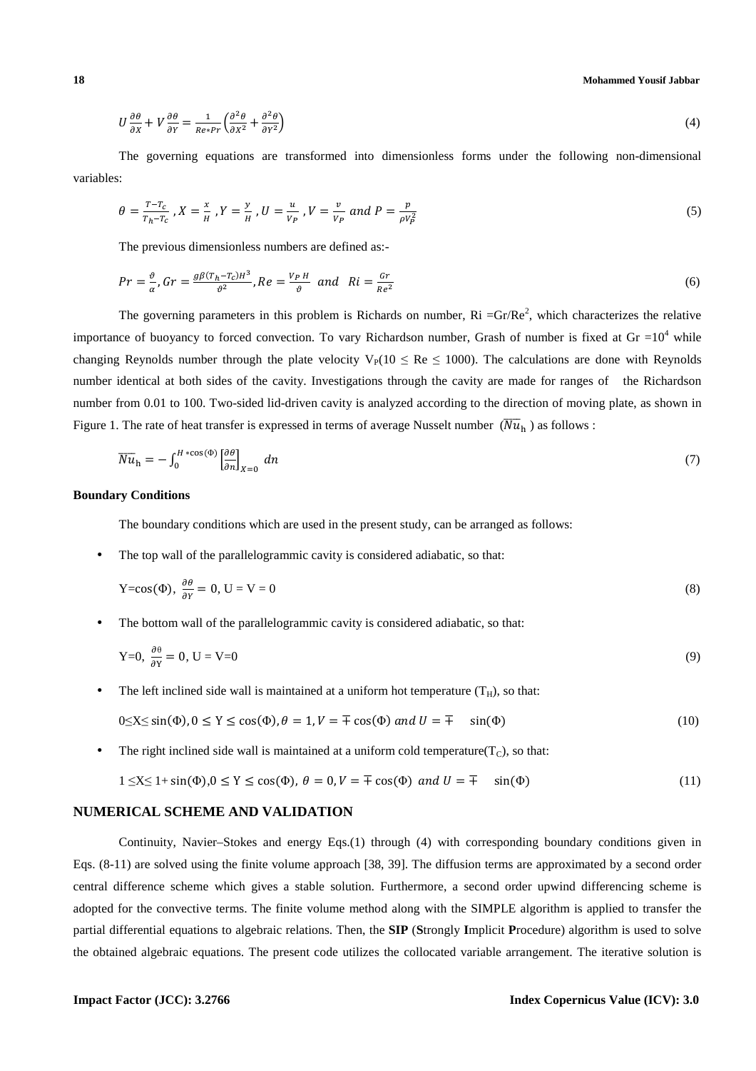$$U\frac{\partial\theta}{\partial X}+V\frac{\partial\theta}{\partial Y}=\frac{1}{Re*Pr}\left(\frac{\partial^2\theta}{\partial X^2}+\frac{\partial^2\theta}{\partial Y^2}\right) \tag{4}$$

The governing equations are transformed into dimensionless forms under the following non-dimensional variables:

$$\theta=\frac{T-T_c}{T_h-T_c},X=\frac{x}{H},Y=\frac{y}{H},U=\frac{u}{V_P},V=\frac{v}{V_P}\ and\ P=\frac{p}{\rho V_P^2} \tag{5}$$

The previous dimensionless numbers are defined as:-

$$Pr=\frac{\vartheta}{\alpha},Gr=\frac{g\beta(T_h-T_c)H^3}{\vartheta^2},Re=\frac{V_P\,H}{\vartheta}\ \ and\ \ Ri=\frac{Gr}{Re^2} \tag{6}$$

The governing parameters in this problem is Richards on number, $Ri = Gr/Re^2$, which characterizes the relative importance of buoyancy to forced convection. To vary Richardson number, Grash of number is fixed at $Gr = 10^4$ while changing Reynolds number through the plate velocity $V_P(10 \leq Re \leq 1000)$. The calculations are done with Reynolds number identical at both sides of the cavity. Investigations through the cavity are made for ranges of the Richardson number from 0.01 to 100. Two-sided lid-driven cavity is analyzed according to the direction of moving plate, as shown in Figure 1. The rate of heat transfer is expressed in terms of average Nusselt number ($\overline{Nu}_h$) as follows :

$$\overline{Nu}_h=-\int_0^{H*\cos(\Phi)}\left[\frac{\partial\theta}{\partial n}\right]_{X=0}dn \tag{7}$$

**Boundary Conditions**

The boundary conditions which are used in the present study, can be arranged as follows:

- The top wall of the parallelogrammic cavity is considered adiabatic, so that:

$$Y=\cos(\Phi),\ \frac{\partial\theta}{\partial Y}=0,\ U=V=0 \tag{8}$$

- The bottom wall of the parallelogrammic cavity is considered adiabatic, so that:

$$Y=0,\ \frac{\partial\theta}{\partial Y}=0,\ U=V=0 \tag{9}$$

- The left inclined side wall is maintained at a uniform hot temperature ($T_H$), so that:

$$0\leq X\leq \sin(\Phi), 0\leq Y\leq\cos(\Phi), \theta=1, V=\mp\cos(\Phi)\ and\ U=\mp\sin(\Phi) \tag{10}$$

- The right inclined side wall is maintained at a uniform cold temperature($T_C$), so that:

$$1\leq X\leq 1+\sin(\Phi), 0\leq Y\leq\cos(\Phi),\ \theta=0, V=\mp\cos(\Phi)\ and\ U=\mp\sin(\Phi) \tag{11}$$

## NUMERICAL SCHEME AND VALIDATION

Continuity, Navier–Stokes and energy Eqs.(1) through (4) with corresponding boundary conditions given in Eqs. (8-11) are solved using the finite volume approach [38, 39]. The diffusion terms are approximated by a second order central difference scheme which gives a stable solution. Furthermore, a second order upwind differencing scheme is adopted for the convective terms. The finite volume method along with the SIMPLE algorithm is applied to transfer the partial differential equations to algebraic relations. Then, the **SIP** (**S**trongly **I**mplicit **P**rocedure) algorithm is used to solve the obtained algebraic equations. The present code utilizes the collocated variable arrangement. The iterative solution is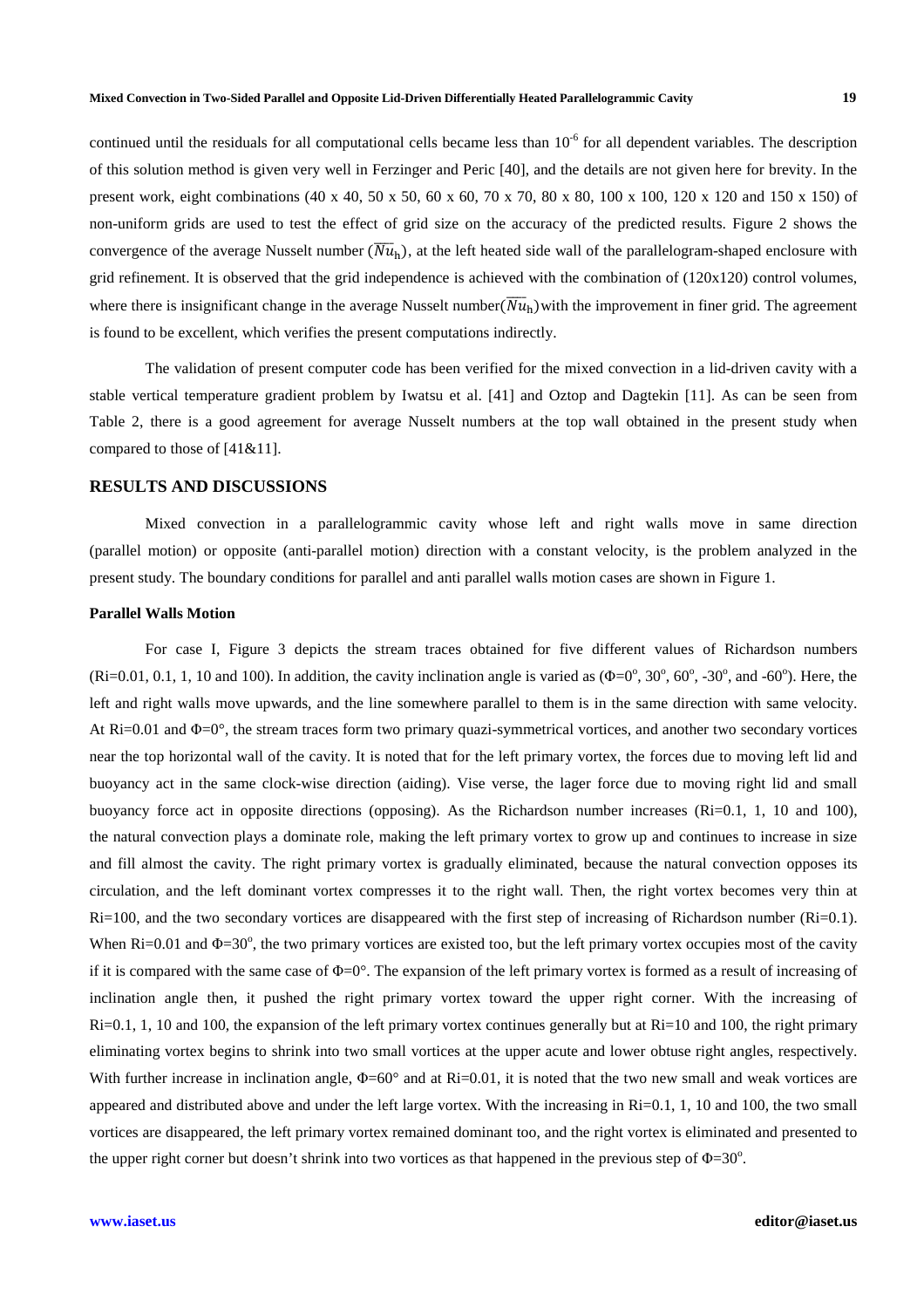continued until the residuals for all computational cells became less than $10^{-6}$ for all dependent variables. The description of this solution method is given very well in Ferzinger and Peric [40], and the details are not given here for brevity. In the present work, eight combinations (40 x 40, 50 x 50, 60 x 60, 70 x 70, 80 x 80, 100 x 100, 120 x 120 and 150 x 150) of non-uniform grids are used to test the effect of grid size on the accuracy of the predicted results. Figure 2 shows the convergence of the average Nusselt number ($\overline{Nu}_{h}$), at the left heated side wall of the parallelogram-shaped enclosure with grid refinement. It is observed that the grid independence is achieved with the combination of (120x120) control volumes, where there is insignificant change in the average Nusselt number($\overline{Nu}_{h}$) with the improvement in finer grid. The agreement is found to be excellent, which verifies the present computations indirectly.

The validation of present computer code has been verified for the mixed convection in a lid-driven cavity with a stable vertical temperature gradient problem by Iwatsu et al. [41] and Oztop and Dagtekin [11]. As can be seen from Table 2, there is a good agreement for average Nusselt numbers at the top wall obtained in the present study when compared to those of [41&11].

## RESULTS AND DISCUSSIONS

Mixed convection in a parallelogrammic cavity whose left and right walls move in same direction (parallel motion) or opposite (anti-parallel motion) direction with a constant velocity, is the problem analyzed in the present study. The boundary conditions for parallel and anti parallel walls motion cases are shown in Figure 1.

### Parallel Walls Motion

For case I, Figure 3 depicts the stream traces obtained for five different values of Richardson numbers (Ri=0.01, 0.1, 1, 10 and 100). In addition, the cavity inclination angle is varied as ($\Phi=0^{o}$, $30^{o}$, $60^{o}$, $-30^{o}$, and $-60^{o}$). Here, the left and right walls move upwards, and the line somewhere parallel to them is in the same direction with same velocity. At Ri=0.01 and $\Phi=0°$, the stream traces form two primary quazi-symmetrical vortices, and another two secondary vortices near the top horizontal wall of the cavity. It is noted that for the left primary vortex, the forces due to moving left lid and buoyancy act in the same clock-wise direction (aiding). Vise verse, the lager force due to moving right lid and small buoyancy force act in opposite directions (opposing). As the Richardson number increases (Ri=0.1, 1, 10 and 100), the natural convection plays a dominate role, making the left primary vortex to grow up and continues to increase in size and fill almost the cavity. The right primary vortex is gradually eliminated, because the natural convection opposes its circulation, and the left dominant vortex compresses it to the right wall. Then, the right vortex becomes very thin at Ri=100, and the two secondary vortices are disappeared with the first step of increasing of Richardson number (Ri=0.1). When Ri=0.01 and $\Phi=30^{o}$, the two primary vortices are existed too, but the left primary vortex occupies most of the cavity if it is compared with the same case of $\Phi=0°$. The expansion of the left primary vortex is formed as a result of increasing of inclination angle then, it pushed the right primary vortex toward the upper right corner. With the increasing of Ri=0.1, 1, 10 and 100, the expansion of the left primary vortex continues generally but at Ri=10 and 100, the right primary eliminating vortex begins to shrink into two small vortices at the upper acute and lower obtuse right angles, respectively. With further increase in inclination angle, $\Phi=60°$ and at Ri=0.01, it is noted that the two new small and weak vortices are appeared and distributed above and under the left large vortex. With the increasing in Ri=0.1, 1, 10 and 100, the two small vortices are disappeared, the left primary vortex remained dominant too, and the right vortex is eliminated and presented to the upper right corner but doesn't shrink into two vortices as that happened in the previous step of $\Phi=30^{o}$.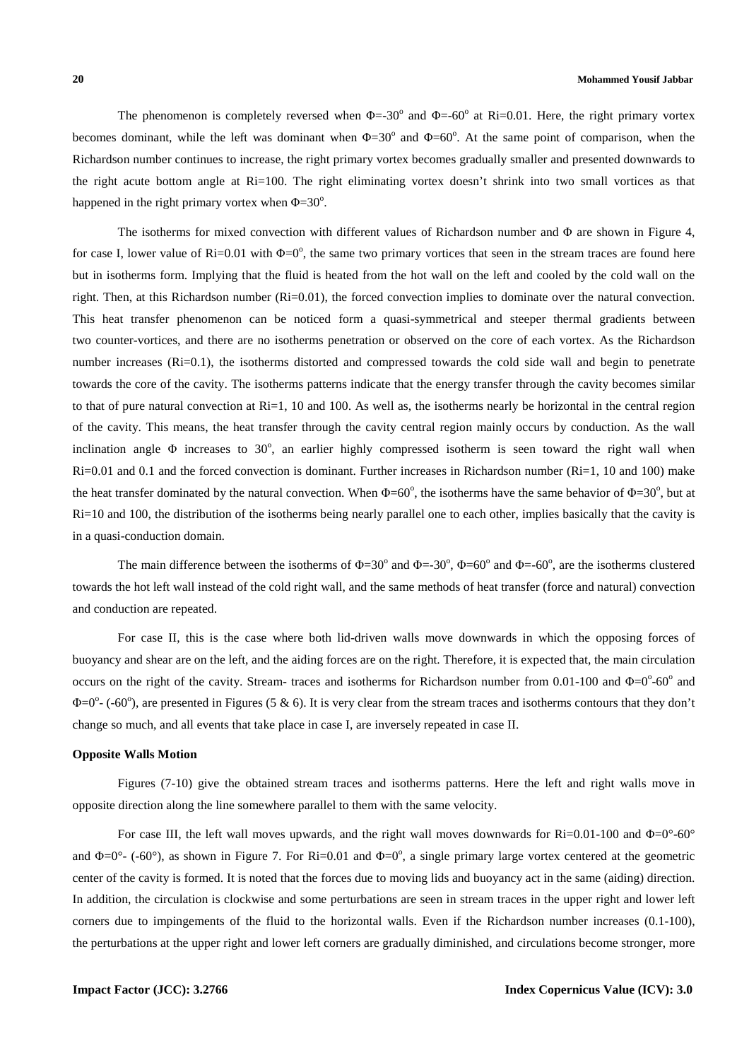The phenomenon is completely reversed when $\Phi=-30^o$ and $\Phi=-60^o$ at Ri=0.01. Here, the right primary vortex becomes dominant, while the left was dominant when $\Phi=30^o$ and $\Phi=60^o$. At the same point of comparison, when the Richardson number continues to increase, the right primary vortex becomes gradually smaller and presented downwards to the right acute bottom angle at Ri=100. The right eliminating vortex doesn't shrink into two small vortices as that happened in the right primary vortex when $\Phi=30^o$.

The isotherms for mixed convection with different values of Richardson number and $\Phi$ are shown in Figure 4, for case I, lower value of Ri=0.01 with $\Phi=0^o$, the same two primary vortices that seen in the stream traces are found here but in isotherms form. Implying that the fluid is heated from the hot wall on the left and cooled by the cold wall on the right. Then, at this Richardson number (Ri=0.01), the forced convection implies to dominate over the natural convection. This heat transfer phenomenon can be noticed form a quasi-symmetrical and steeper thermal gradients between two counter-vortices, and there are no isotherms penetration or observed on the core of each vortex. As the Richardson number increases (Ri=0.1), the isotherms distorted and compressed towards the cold side wall and begin to penetrate towards the core of the cavity. The isotherms patterns indicate that the energy transfer through the cavity becomes similar to that of pure natural convection at Ri=1, 10 and 100. As well as, the isotherms nearly be horizontal in the central region of the cavity. This means, the heat transfer through the cavity central region mainly occurs by conduction. As the wall inclination angle $\Phi$ increases to $30^o$, an earlier highly compressed isotherm is seen toward the right wall when Ri=0.01 and 0.1 and the forced convection is dominant. Further increases in Richardson number (Ri=1, 10 and 100) make the heat transfer dominated by the natural convection. When $\Phi=60^o$, the isotherms have the same behavior of $\Phi=30^o$, but at Ri=10 and 100, the distribution of the isotherms being nearly parallel one to each other, implies basically that the cavity is in a quasi-conduction domain.

The main difference between the isotherms of $\Phi=30^o$ and $\Phi=-30^o$, $\Phi=60^o$ and $\Phi=-60^o$, are the isotherms clustered towards the hot left wall instead of the cold right wall, and the same methods of heat transfer (force and natural) convection and conduction are repeated.

For case II, this is the case where both lid-driven walls move downwards in which the opposing forces of buoyancy and shear are on the left, and the aiding forces are on the right. Therefore, it is expected that, the main circulation occurs on the right of the cavity. Stream- traces and isotherms for Richardson number from 0.01-100 and $\Phi=0^o$-$60^o$ and $\Phi=0^o$- ($-60^o$), are presented in Figures (5 & 6). It is very clear from the stream traces and isotherms contours that they don't change so much, and all events that take place in case I, are inversely repeated in case II.

**Opposite Walls Motion**

Figures (7-10) give the obtained stream traces and isotherms patterns. Here the left and right walls move in opposite direction along the line somewhere parallel to them with the same velocity.

For case III, the left wall moves upwards, and the right wall moves downwards for Ri=0.01-100 and $\Phi=0°$-$60°$ and $\Phi=0°$- ($-60°$), as shown in Figure 7. For Ri=0.01 and $\Phi=0^o$, a single primary large vortex centered at the geometric center of the cavity is formed. It is noted that the forces due to moving lids and buoyancy act in the same (aiding) direction. In addition, the circulation is clockwise and some perturbations are seen in stream traces in the upper right and lower left corners due to impingements of the fluid to the horizontal walls. Even if the Richardson number increases (0.1-100), the perturbations at the upper right and lower left corners are gradually diminished, and circulations become stronger, more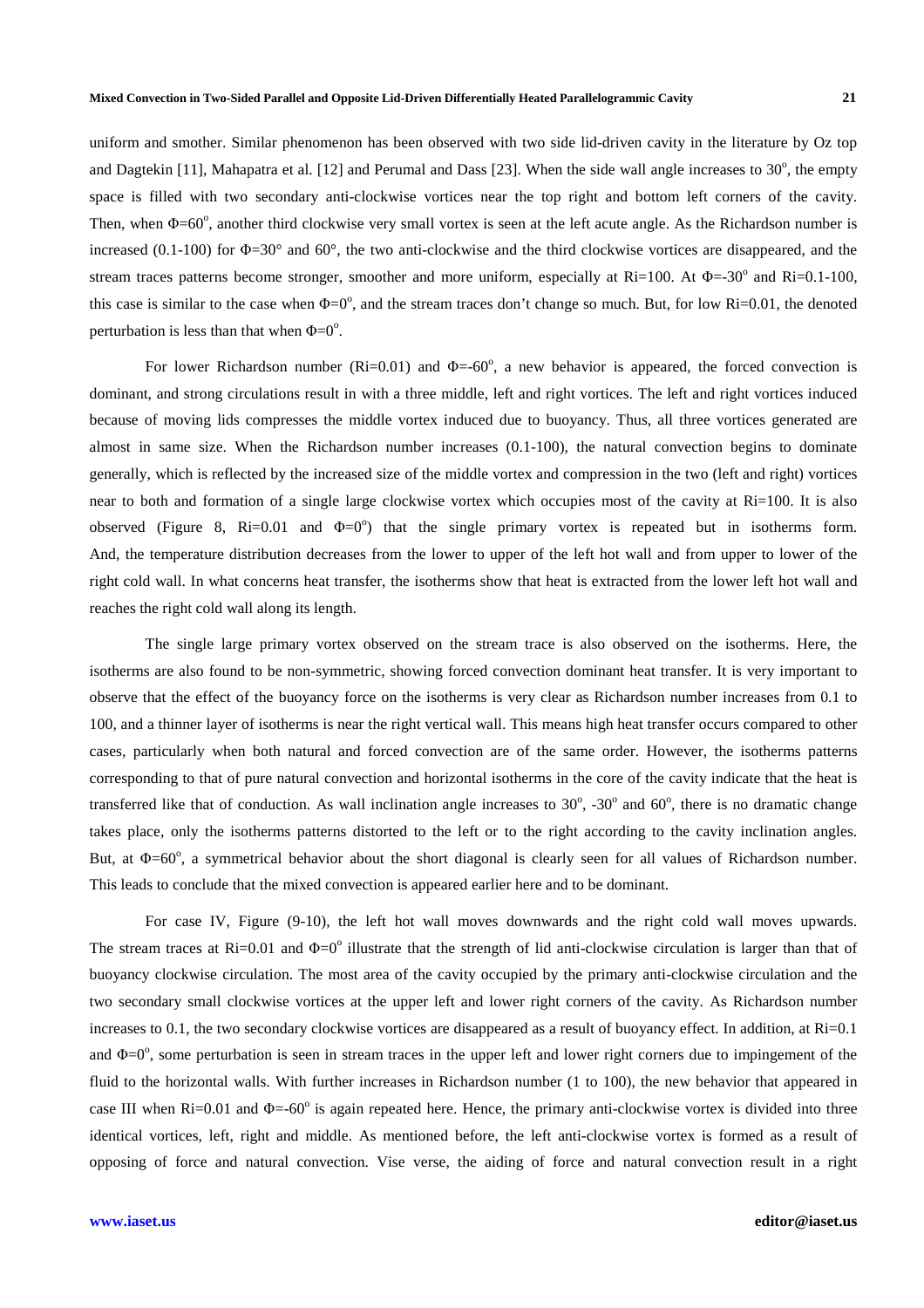uniform and smother. Similar phenomenon has been observed with two side lid-driven cavity in the literature by Oz top and Dagtekin [11], Mahapatra et al. [12] and Perumal and Dass [23]. When the side wall angle increases to 30°, the empty space is filled with two secondary anti-clockwise vortices near the top right and bottom left corners of the cavity. Then, when $\Phi=60^o$, another third clockwise very small vortex is seen at the left acute angle. As the Richardson number is increased (0.1-100) for $\Phi=30°$ and 60°, the two anti-clockwise and the third clockwise vortices are disappeared, and the stream traces patterns become stronger, smoother and more uniform, especially at Ri=100. At $\Phi=-30^o$ and Ri=0.1-100, this case is similar to the case when $\Phi=0^o$, and the stream traces don't change so much. But, for low Ri=0.01, the denoted perturbation is less than that when $\Phi=0^o$.

For lower Richardson number (Ri=0.01) and $\Phi=-60^o$, a new behavior is appeared, the forced convection is dominant, and strong circulations result in with a three middle, left and right vortices. The left and right vortices induced because of moving lids compresses the middle vortex induced due to buoyancy. Thus, all three vortices generated are almost in same size. When the Richardson number increases (0.1-100), the natural convection begins to dominate generally, which is reflected by the increased size of the middle vortex and compression in the two (left and right) vortices near to both and formation of a single large clockwise vortex which occupies most of the cavity at Ri=100. It is also observed (Figure 8, Ri=0.01 and $\Phi=0^o$) that the single primary vortex is repeated but in isotherms form. And, the temperature distribution decreases from the lower to upper of the left hot wall and from upper to lower of the right cold wall. In what concerns heat transfer, the isotherms show that heat is extracted from the lower left hot wall and reaches the right cold wall along its length.

The single large primary vortex observed on the stream trace is also observed on the isotherms. Here, the isotherms are also found to be non-symmetric, showing forced convection dominant heat transfer. It is very important to observe that the effect of the buoyancy force on the isotherms is very clear as Richardson number increases from 0.1 to 100, and a thinner layer of isotherms is near the right vertical wall. This means high heat transfer occurs compared to other cases, particularly when both natural and forced convection are of the same order. However, the isotherms patterns corresponding to that of pure natural convection and horizontal isotherms in the core of the cavity indicate that the heat is transferred like that of conduction. As wall inclination angle increases to 30°, -30° and 60°, there is no dramatic change takes place, only the isotherms patterns distorted to the left or to the right according to the cavity inclination angles. But, at $\Phi=60^o$, a symmetrical behavior about the short diagonal is clearly seen for all values of Richardson number. This leads to conclude that the mixed convection is appeared earlier here and to be dominant.

For case IV, Figure (9-10), the left hot wall moves downwards and the right cold wall moves upwards. The stream traces at Ri=0.01 and $\Phi=0^o$ illustrate that the strength of lid anti-clockwise circulation is larger than that of buoyancy clockwise circulation. The most area of the cavity occupied by the primary anti-clockwise circulation and the two secondary small clockwise vortices at the upper left and lower right corners of the cavity. As Richardson number increases to 0.1, the two secondary clockwise vortices are disappeared as a result of buoyancy effect. In addition, at Ri=0.1 and $\Phi=0^o$, some perturbation is seen in stream traces in the upper left and lower right corners due to impingement of the fluid to the horizontal walls. With further increases in Richardson number (1 to 100), the new behavior that appeared in case III when Ri=0.01 and $\Phi=-60^o$ is again repeated here. Hence, the primary anti-clockwise vortex is divided into three identical vortices, left, right and middle. As mentioned before, the left anti-clockwise vortex is formed as a result of opposing of force and natural convection. Vise verse, the aiding of force and natural convection result in a right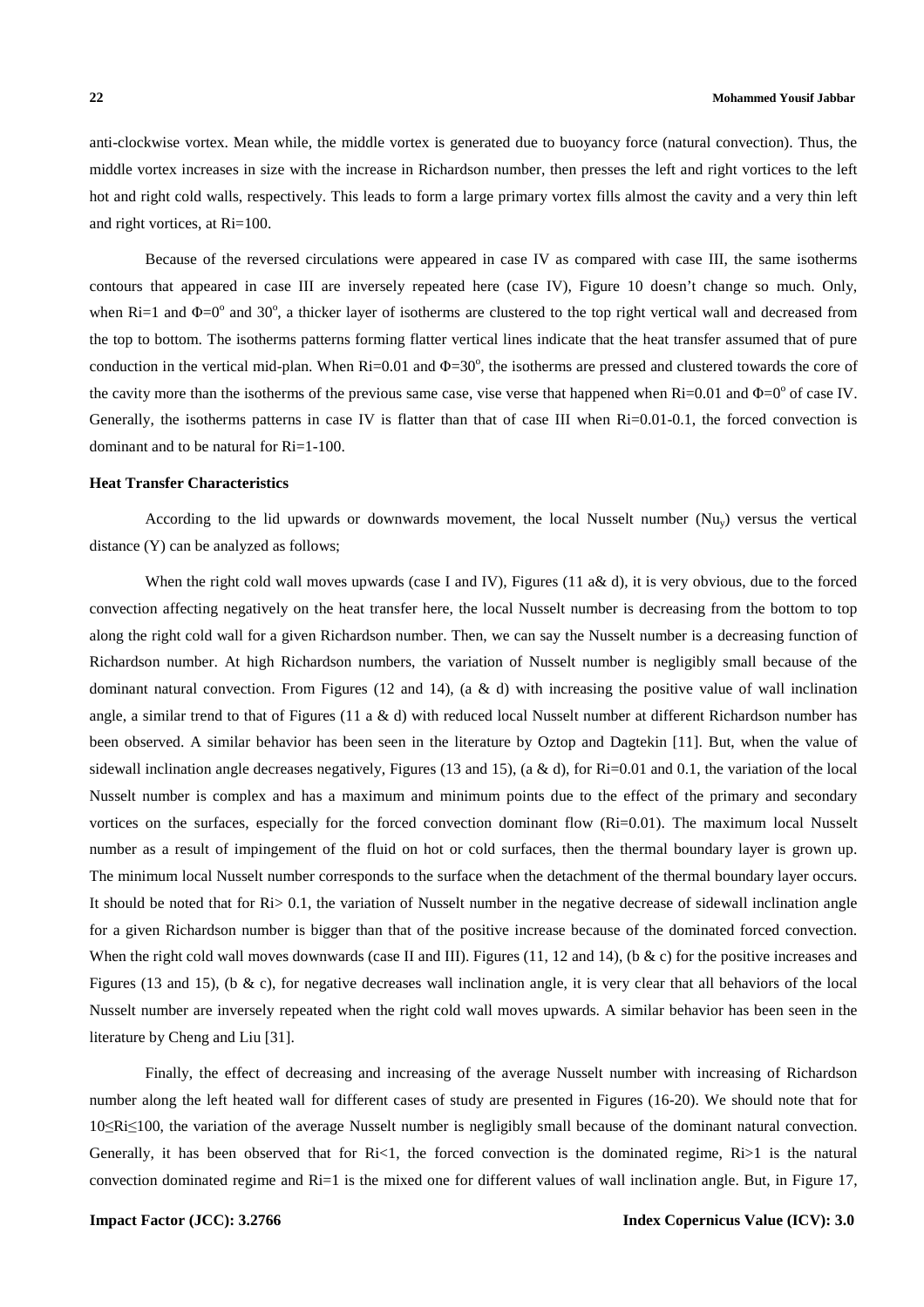anti-clockwise vortex. Mean while, the middle vortex is generated due to buoyancy force (natural convection). Thus, the middle vortex increases in size with the increase in Richardson number, then presses the left and right vortices to the left hot and right cold walls, respectively. This leads to form a large primary vortex fills almost the cavity and a very thin left and right vortices, at Ri=100.

Because of the reversed circulations were appeared in case IV as compared with case III, the same isotherms contours that appeared in case III are inversely repeated here (case IV), Figure 10 doesn't change so much. Only, when Ri=1 and $\Phi=0^o$ and $30^o$, a thicker layer of isotherms are clustered to the top right vertical wall and decreased from the top to bottom. The isotherms patterns forming flatter vertical lines indicate that the heat transfer assumed that of pure conduction in the vertical mid-plan. When Ri=0.01 and $\Phi=30^o$, the isotherms are pressed and clustered towards the core of the cavity more than the isotherms of the previous same case, vise verse that happened when Ri=0.01 and $\Phi=0^o$ of case IV. Generally, the isotherms patterns in case IV is flatter than that of case III when Ri=0.01-0.1, the forced convection is dominant and to be natural for Ri=1-100.

**Heat Transfer Characteristics**

According to the lid upwards or downwards movement, the local Nusselt number ($Nu_y$) versus the vertical distance (Y) can be analyzed as follows;

When the right cold wall moves upwards (case I and IV), Figures (11 a& d), it is very obvious, due to the forced convection affecting negatively on the heat transfer here, the local Nusselt number is decreasing from the bottom to top along the right cold wall for a given Richardson number. Then, we can say the Nusselt number is a decreasing function of Richardson number. At high Richardson numbers, the variation of Nusselt number is negligibly small because of the dominant natural convection. From Figures (12 and 14), (a & d) with increasing the positive value of wall inclination angle, a similar trend to that of Figures (11 a & d) with reduced local Nusselt number at different Richardson number has been observed. A similar behavior has been seen in the literature by Oztop and Dagtekin [11]. But, when the value of sidewall inclination angle decreases negatively, Figures (13 and 15), (a & d), for Ri=0.01 and 0.1, the variation of the local Nusselt number is complex and has a maximum and minimum points due to the effect of the primary and secondary vortices on the surfaces, especially for the forced convection dominant flow (Ri=0.01). The maximum local Nusselt number as a result of impingement of the fluid on hot or cold surfaces, then the thermal boundary layer is grown up. The minimum local Nusselt number corresponds to the surface when the detachment of the thermal boundary layer occurs. It should be noted that for Ri> 0.1, the variation of Nusselt number in the negative decrease of sidewall inclination angle for a given Richardson number is bigger than that of the positive increase because of the dominated forced convection. When the right cold wall moves downwards (case II and III). Figures (11, 12 and 14), (b & c) for the positive increases and Figures (13 and 15), (b & c), for negative decreases wall inclination angle, it is very clear that all behaviors of the local Nusselt number are inversely repeated when the right cold wall moves upwards. A similar behavior has been seen in the literature by Cheng and Liu [31].

Finally, the effect of decreasing and increasing of the average Nusselt number with increasing of Richardson number along the left heated wall for different cases of study are presented in Figures (16-20). We should note that for $10 \le Ri \le 100$, the variation of the average Nusselt number is negligibly small because of the dominant natural convection. Generally, it has been observed that for Ri<1, the forced convection is the dominated regime, Ri>1 is the natural convection dominated regime and Ri=1 is the mixed one for different values of wall inclination angle. But, in Figure 17,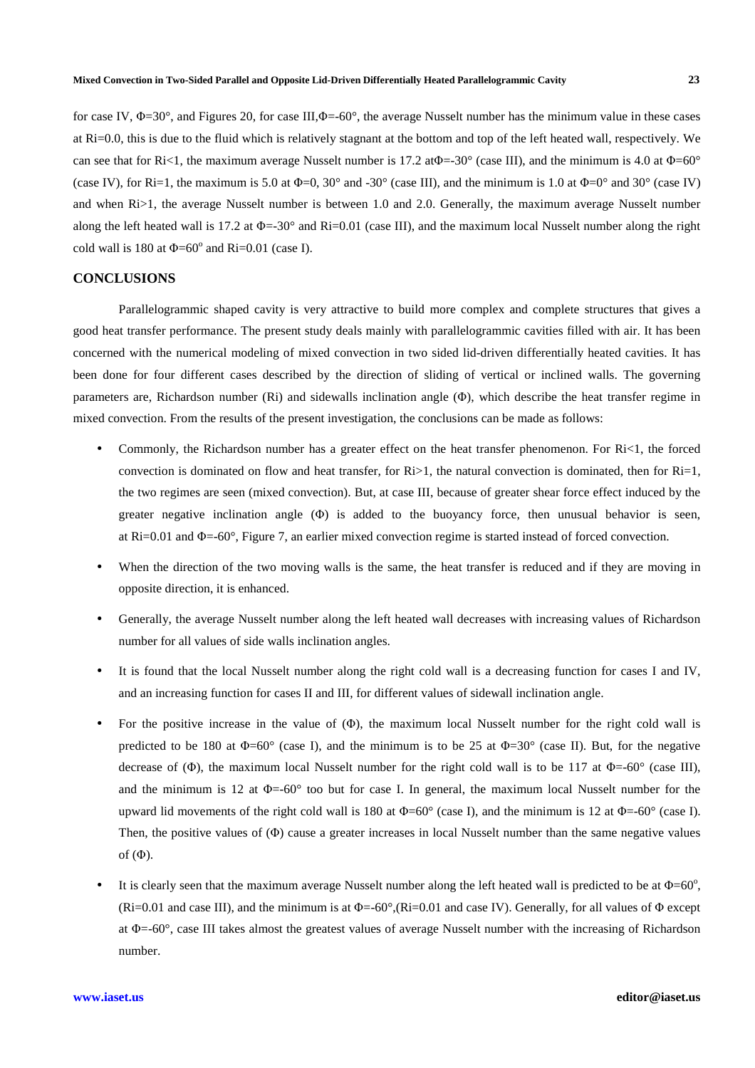for case IV, Φ=30°, and Figures 20, for case III,Φ=-60°, the average Nusselt number has the minimum value in these cases at Ri=0.0, this is due to the fluid which is relatively stagnant at the bottom and top of the left heated wall, respectively. We can see that for Ri<1, the maximum average Nusselt number is 17.2 atΦ=-30° (case III), and the minimum is 4.0 at Φ=60° (case IV), for Ri=1, the maximum is 5.0 at Φ=0, 30° and -30° (case III), and the minimum is 1.0 at Φ=0° and 30° (case IV) and when Ri>1, the average Nusselt number is between 1.0 and 2.0. Generally, the maximum average Nusselt number along the left heated wall is 17.2 at Φ=-30° and Ri=0.01 (case III), and the maximum local Nusselt number along the right cold wall is 180 at Φ=60° and Ri=0.01 (case I).

## CONCLUSIONS

Parallelogrammic shaped cavity is very attractive to build more complex and complete structures that gives a good heat transfer performance. The present study deals mainly with parallelogrammic cavities filled with air. It has been concerned with the numerical modeling of mixed convection in two sided lid-driven differentially heated cavities. It has been done for four different cases described by the direction of sliding of vertical or inclined walls. The governing parameters are, Richardson number (Ri) and sidewalls inclination angle (Φ), which describe the heat transfer regime in mixed convection. From the results of the present investigation, the conclusions can be made as follows:

- Commonly, the Richardson number has a greater effect on the heat transfer phenomenon. For Ri<1, the forced convection is dominated on flow and heat transfer, for Ri>1, the natural convection is dominated, then for Ri=1, the two regimes are seen (mixed convection). But, at case III, because of greater shear force effect induced by the greater negative inclination angle (Φ) is added to the buoyancy force, then unusual behavior is seen, at Ri=0.01 and Φ=-60°, Figure 7, an earlier mixed convection regime is started instead of forced convection.
- When the direction of the two moving walls is the same, the heat transfer is reduced and if they are moving in opposite direction, it is enhanced.
- Generally, the average Nusselt number along the left heated wall decreases with increasing values of Richardson number for all values of side walls inclination angles.
- It is found that the local Nusselt number along the right cold wall is a decreasing function for cases I and IV, and an increasing function for cases II and III, for different values of sidewall inclination angle.
- For the positive increase in the value of (Φ), the maximum local Nusselt number for the right cold wall is predicted to be 180 at Φ=60° (case I), and the minimum is to be 25 at Φ=30° (case II). But, for the negative decrease of (Φ), the maximum local Nusselt number for the right cold wall is to be 117 at Φ=-60° (case III), and the minimum is 12 at Φ=-60° too but for case I. In general, the maximum local Nusselt number for the upward lid movements of the right cold wall is 180 at Φ=60° (case I), and the minimum is 12 at Φ=-60° (case I). Then, the positive values of (Φ) cause a greater increases in local Nusselt number than the same negative values of (Φ).
- It is clearly seen that the maximum average Nusselt number along the left heated wall is predicted to be at Φ=60°, (Ri=0.01 and case III), and the minimum is at Φ=-60°,(Ri=0.01 and case IV). Generally, for all values of Φ except at Φ=-60°, case III takes almost the greatest values of average Nusselt number with the increasing of Richardson number.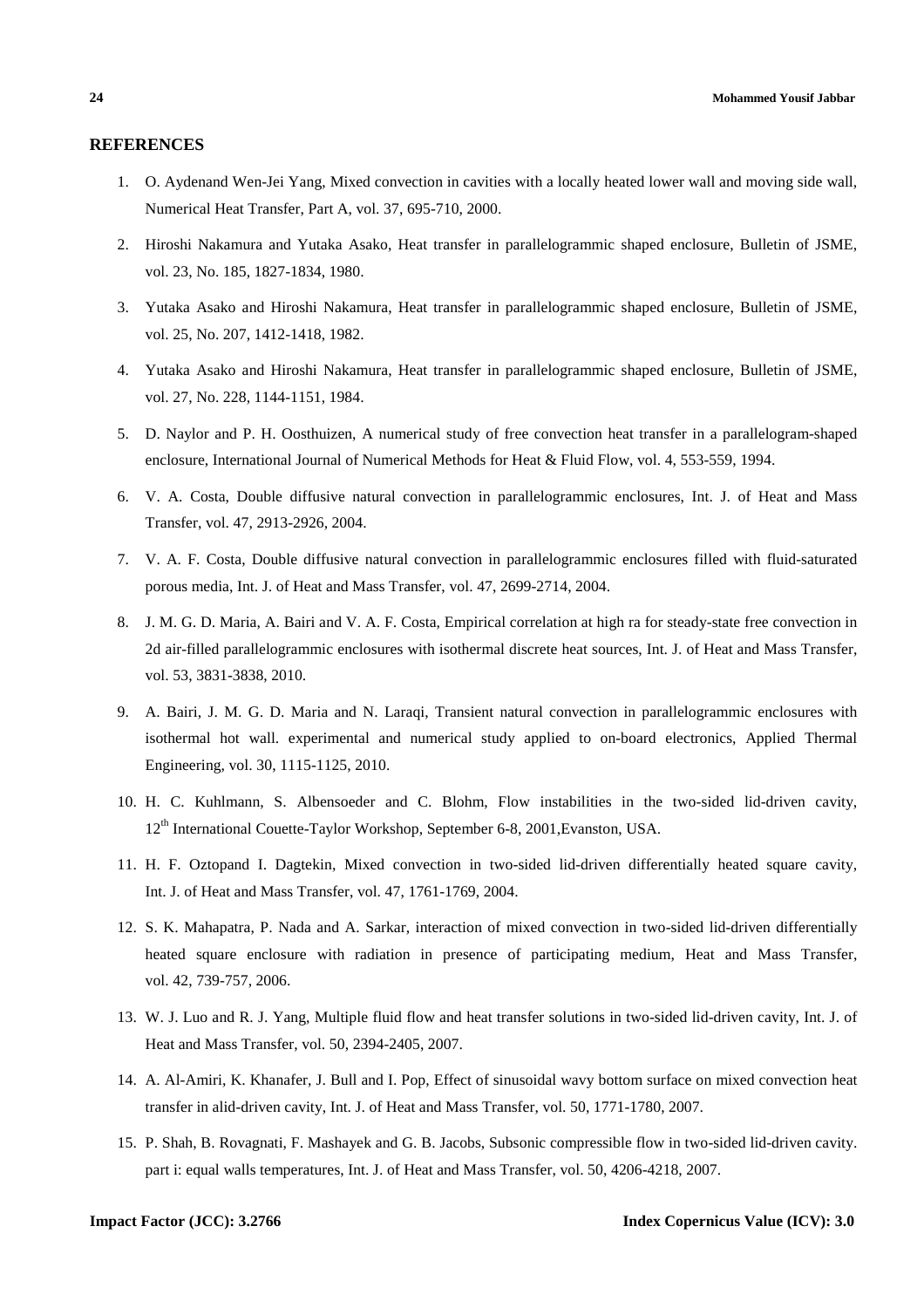## REFERENCES

1. O. Aydenand Wen-Jei Yang, Mixed convection in cavities with a locally heated lower wall and moving side wall, Numerical Heat Transfer, Part A, vol. 37, 695-710, 2000.
2. Hiroshi Nakamura and Yutaka Asako, Heat transfer in parallelogrammic shaped enclosure, Bulletin of JSME, vol. 23, No. 185, 1827-1834, 1980.
3. Yutaka Asako and Hiroshi Nakamura, Heat transfer in parallelogrammic shaped enclosure, Bulletin of JSME, vol. 25, No. 207, 1412-1418, 1982.
4. Yutaka Asako and Hiroshi Nakamura, Heat transfer in parallelogrammic shaped enclosure, Bulletin of JSME, vol. 27, No. 228, 1144-1151, 1984.
5. D. Naylor and P. H. Oosthuizen, A numerical study of free convection heat transfer in a parallelogram-shaped enclosure, International Journal of Numerical Methods for Heat & Fluid Flow, vol. 4, 553-559, 1994.
6. V. A. Costa, Double diffusive natural convection in parallelogrammic enclosures, Int. J. of Heat and Mass Transfer, vol. 47, 2913-2926, 2004.
7. V. A. F. Costa, Double diffusive natural convection in parallelogrammic enclosures filled with fluid-saturated porous media, Int. J. of Heat and Mass Transfer, vol. 47, 2699-2714, 2004.
8. J. M. G. D. Maria, A. Bairi and V. A. F. Costa, Empirical correlation at high ra for steady-state free convection in 2d air-filled parallelogrammic enclosures with isothermal discrete heat sources, Int. J. of Heat and Mass Transfer, vol. 53, 3831-3838, 2010.
9. A. Bairi, J. M. G. D. Maria and N. Laraqi, Transient natural convection in parallelogrammic enclosures with isothermal hot wall. experimental and numerical study applied to on-board electronics, Applied Thermal Engineering, vol. 30, 1115-1125, 2010.
10. H. C. Kuhlmann, S. Albensoeder and C. Blohm, Flow instabilities in the two-sided lid-driven cavity, 12th International Couette-Taylor Workshop, September 6-8, 2001,Evanston, USA.
11. H. F. Oztopand I. Dagtekin, Mixed convection in two-sided lid-driven differentially heated square cavity, Int. J. of Heat and Mass Transfer, vol. 47, 1761-1769, 2004.
12. S. K. Mahapatra, P. Nada and A. Sarkar, interaction of mixed convection in two-sided lid-driven differentially heated square enclosure with radiation in presence of participating medium, Heat and Mass Transfer, vol. 42, 739-757, 2006.
13. W. J. Luo and R. J. Yang, Multiple fluid flow and heat transfer solutions in two-sided lid-driven cavity, Int. J. of Heat and Mass Transfer, vol. 50, 2394-2405, 2007.
14. A. Al-Amiri, K. Khanafer, J. Bull and I. Pop, Effect of sinusoidal wavy bottom surface on mixed convection heat transfer in alid-driven cavity, Int. J. of Heat and Mass Transfer, vol. 50, 1771-1780, 2007.
15. P. Shah, B. Rovagnati, F. Mashayek and G. B. Jacobs, Subsonic compressible flow in two-sided lid-driven cavity. part i: equal walls temperatures, Int. J. of Heat and Mass Transfer, vol. 50, 4206-4218, 2007.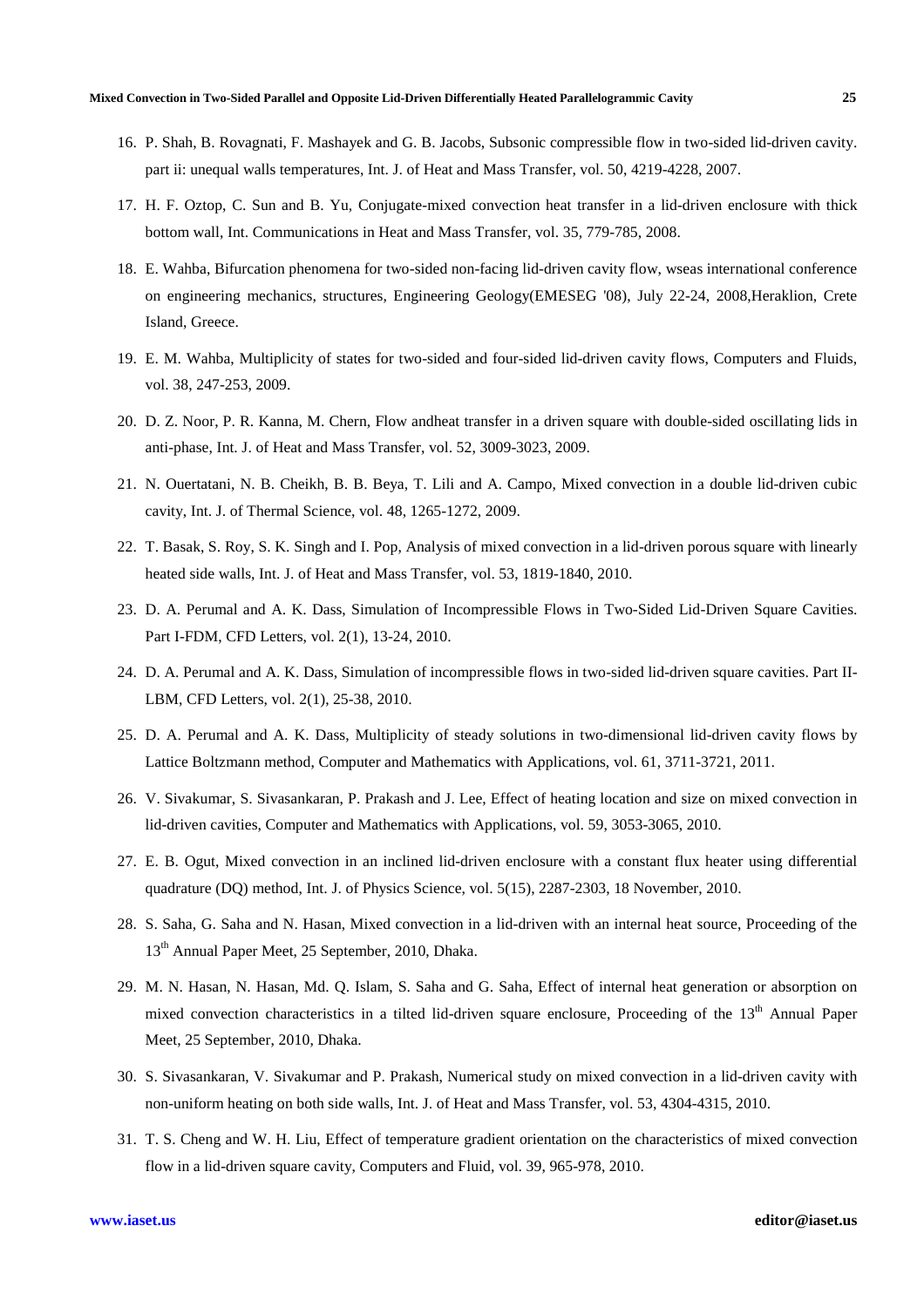16. P. Shah, B. Rovagnati, F. Mashayek and G. B. Jacobs, Subsonic compressible flow in two-sided lid-driven cavity. part ii: unequal walls temperatures, Int. J. of Heat and Mass Transfer, vol. 50, 4219-4228, 2007.
17. H. F. Oztop, C. Sun and B. Yu, Conjugate-mixed convection heat transfer in a lid-driven enclosure with thick bottom wall, Int. Communications in Heat and Mass Transfer, vol. 35, 779-785, 2008.
18. E. Wahba, Bifurcation phenomena for two-sided non-facing lid-driven cavity flow, wseas international conference on engineering mechanics, structures, Engineering Geology(EMESEG '08), July 22-24, 2008,Heraklion, Crete Island, Greece.
19. E. M. Wahba, Multiplicity of states for two-sided and four-sided lid-driven cavity flows, Computers and Fluids, vol. 38, 247-253, 2009.
20. D. Z. Noor, P. R. Kanna, M. Chern, Flow andheat transfer in a driven square with double-sided oscillating lids in anti-phase, Int. J. of Heat and Mass Transfer, vol. 52, 3009-3023, 2009.
21. N. Ouertatani, N. B. Cheikh, B. B. Beya, T. Lili and A. Campo, Mixed convection in a double lid-driven cubic cavity, Int. J. of Thermal Science, vol. 48, 1265-1272, 2009.
22. T. Basak, S. Roy, S. K. Singh and I. Pop, Analysis of mixed convection in a lid-driven porous square with linearly heated side walls, Int. J. of Heat and Mass Transfer, vol. 53, 1819-1840, 2010.
23. D. A. Perumal and A. K. Dass, Simulation of Incompressible Flows in Two-Sided Lid-Driven Square Cavities. Part I-FDM, CFD Letters, vol. 2(1), 13-24, 2010.
24. D. A. Perumal and A. K. Dass, Simulation of incompressible flows in two-sided lid-driven square cavities. Part II-LBM, CFD Letters, vol. 2(1), 25-38, 2010.
25. D. A. Perumal and A. K. Dass, Multiplicity of steady solutions in two-dimensional lid-driven cavity flows by Lattice Boltzmann method, Computer and Mathematics with Applications, vol. 61, 3711-3721, 2011.
26. V. Sivakumar, S. Sivasankaran, P. Prakash and J. Lee, Effect of heating location and size on mixed convection in lid-driven cavities, Computer and Mathematics with Applications, vol. 59, 3053-3065, 2010.
27. E. B. Ogut, Mixed convection in an inclined lid-driven enclosure with a constant flux heater using differential quadrature (DQ) method, Int. J. of Physics Science, vol. 5(15), 2287-2303, 18 November, 2010.
28. S. Saha, G. Saha and N. Hasan, Mixed convection in a lid-driven with an internal heat source, Proceeding of the 13th Annual Paper Meet, 25 September, 2010, Dhaka.
29. M. N. Hasan, N. Hasan, Md. Q. Islam, S. Saha and G. Saha, Effect of internal heat generation or absorption on mixed convection characteristics in a tilted lid-driven square enclosure, Proceeding of the 13th Annual Paper Meet, 25 September, 2010, Dhaka.
30. S. Sivasankaran, V. Sivakumar and P. Prakash, Numerical study on mixed convection in a lid-driven cavity with non-uniform heating on both side walls, Int. J. of Heat and Mass Transfer, vol. 53, 4304-4315, 2010.
31. T. S. Cheng and W. H. Liu, Effect of temperature gradient orientation on the characteristics of mixed convection flow in a lid-driven square cavity, Computers and Fluid, vol. 39, 965-978, 2010.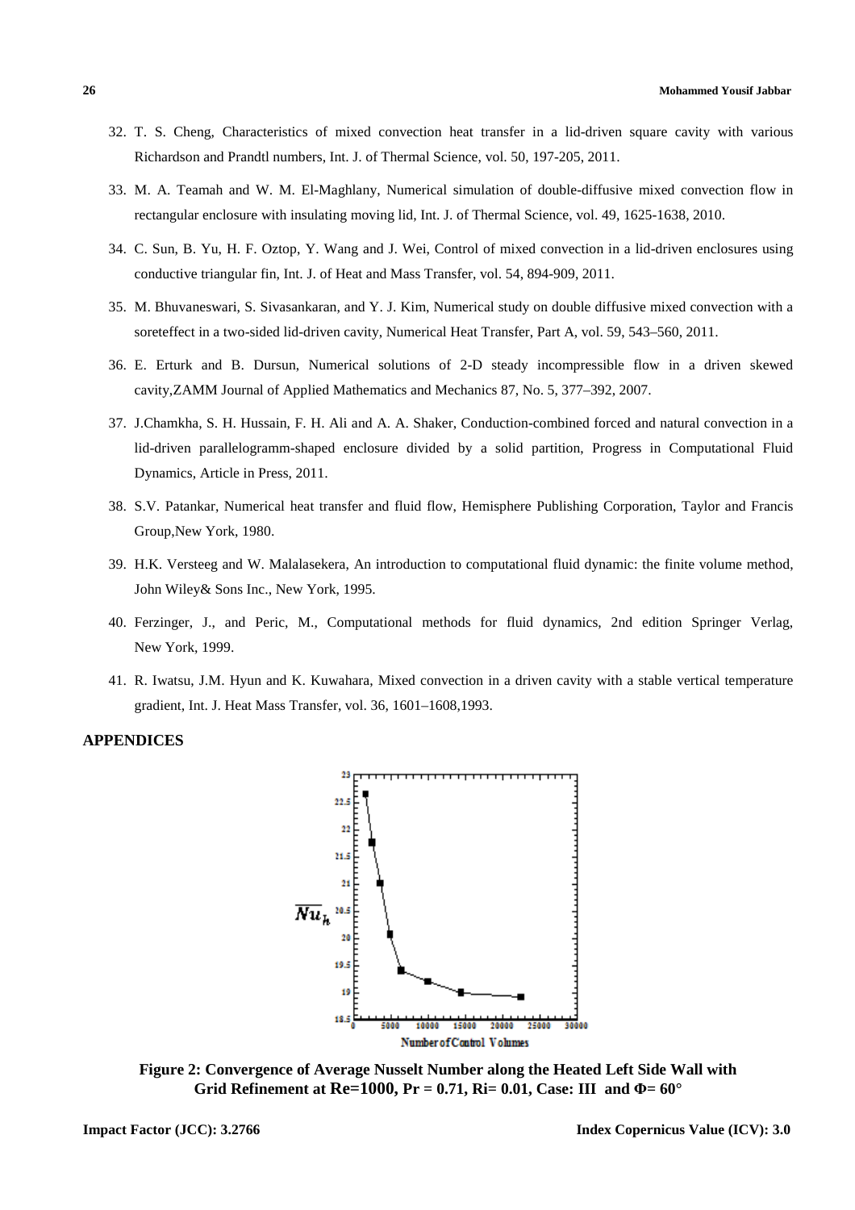32. T. S. Cheng, Characteristics of mixed convection heat transfer in a lid-driven square cavity with various Richardson and Prandtl numbers, Int. J. of Thermal Science, vol. 50, 197-205, 2011.

33. M. A. Teamah and W. M. El-Maghlany, Numerical simulation of double-diffusive mixed convection flow in rectangular enclosure with insulating moving lid, Int. J. of Thermal Science, vol. 49, 1625-1638, 2010.

34. C. Sun, B. Yu, H. F. Oztop, Y. Wang and J. Wei, Control of mixed convection in a lid-driven enclosures using conductive triangular fin, Int. J. of Heat and Mass Transfer, vol. 54, 894-909, 2011.

35. M. Bhuvaneswari, S. Sivasankaran, and Y. J. Kim, Numerical study on double diffusive mixed convection with a soreteffect in a two-sided lid-driven cavity, Numerical Heat Transfer, Part A, vol. 59, 543–560, 2011.

36. E. Erturk and B. Dursun, Numerical solutions of 2-D steady incompressible flow in a driven skewed cavity,ZAMM Journal of Applied Mathematics and Mechanics 87, No. 5, 377–392, 2007.

37. J.Chamkha, S. H. Hussain, F. H. Ali and A. A. Shaker, Conduction-combined forced and natural convection in a lid-driven parallelogramm-shaped enclosure divided by a solid partition, Progress in Computational Fluid Dynamics, Article in Press, 2011.

38. S.V. Patankar, Numerical heat transfer and fluid flow, Hemisphere Publishing Corporation, Taylor and Francis Group,New York, 1980.

39. H.K. Versteeg and W. Malalasekera, An introduction to computational fluid dynamic: the finite volume method, John Wiley& Sons Inc., New York, 1995.

40. Ferzinger, J., and Peric, M., Computational methods for fluid dynamics, 2nd edition Springer Verlag, New York, 1999.

41. R. Iwatsu, J.M. Hyun and K. Kuwahara, Mixed convection in a driven cavity with a stable vertical temperature gradient, Int. J. Heat Mass Transfer, vol. 36, 1601–1608,1993.

## APPENDICES

**Figure 2: Convergence of Average Nusselt Number along the Heated Left Side Wall with Grid Refinement at Re=1000, Pr = 0.71, Ri= 0.01, Case: III and $\Phi$= 60°**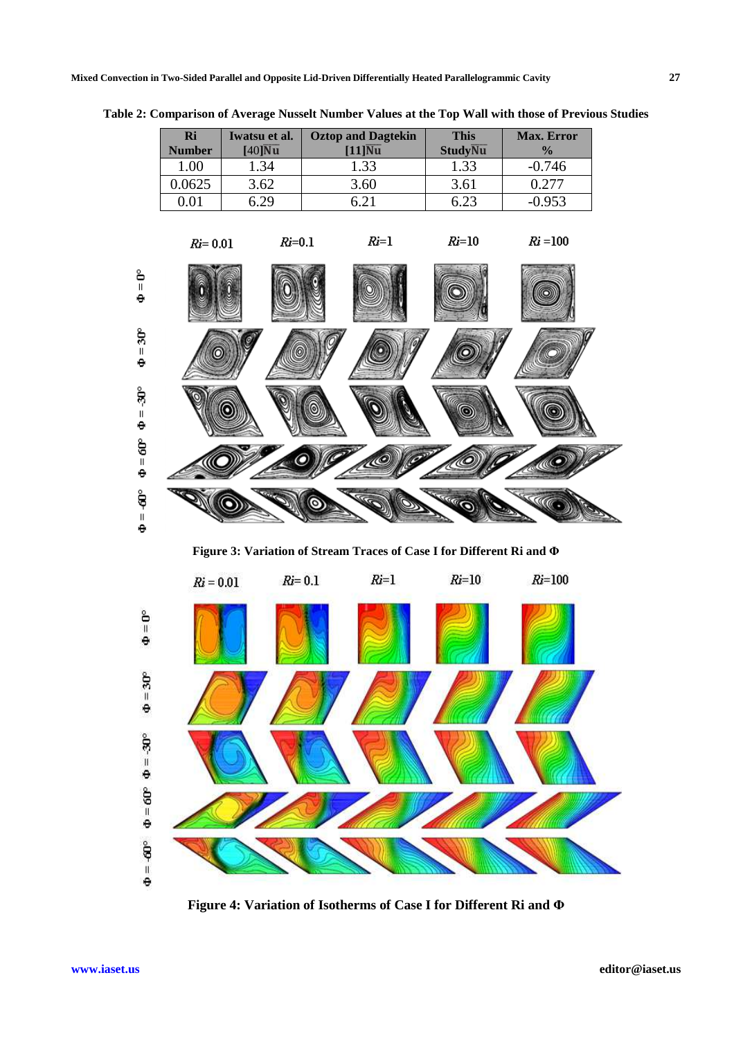**Table 2: Comparison of Average Nusselt Number Values at the Top Wall with those of Previous Studies**

| Ri Number | Iwatsu et al. [40]$\overline{Nu}$ | Oztop and Dagtekin [11]$\overline{Nu}$ | This Study$\overline{Nu}$ | Max. Error % |
|---|---|---|---|---|
| 1.00 | 1.34 | 1.33 | 1.33 | -0.746 |
| 0.0625 | 3.62 | 3.60 | 3.61 | 0.277 |
| 0.01 | 6.29 | 6.21 | 6.23 | -0.953 |

**Figure 3: Variation of Stream Traces of Case I for Different Ri and Φ**

**Figure 4: Variation of Isotherms of Case I for Different Ri and Φ**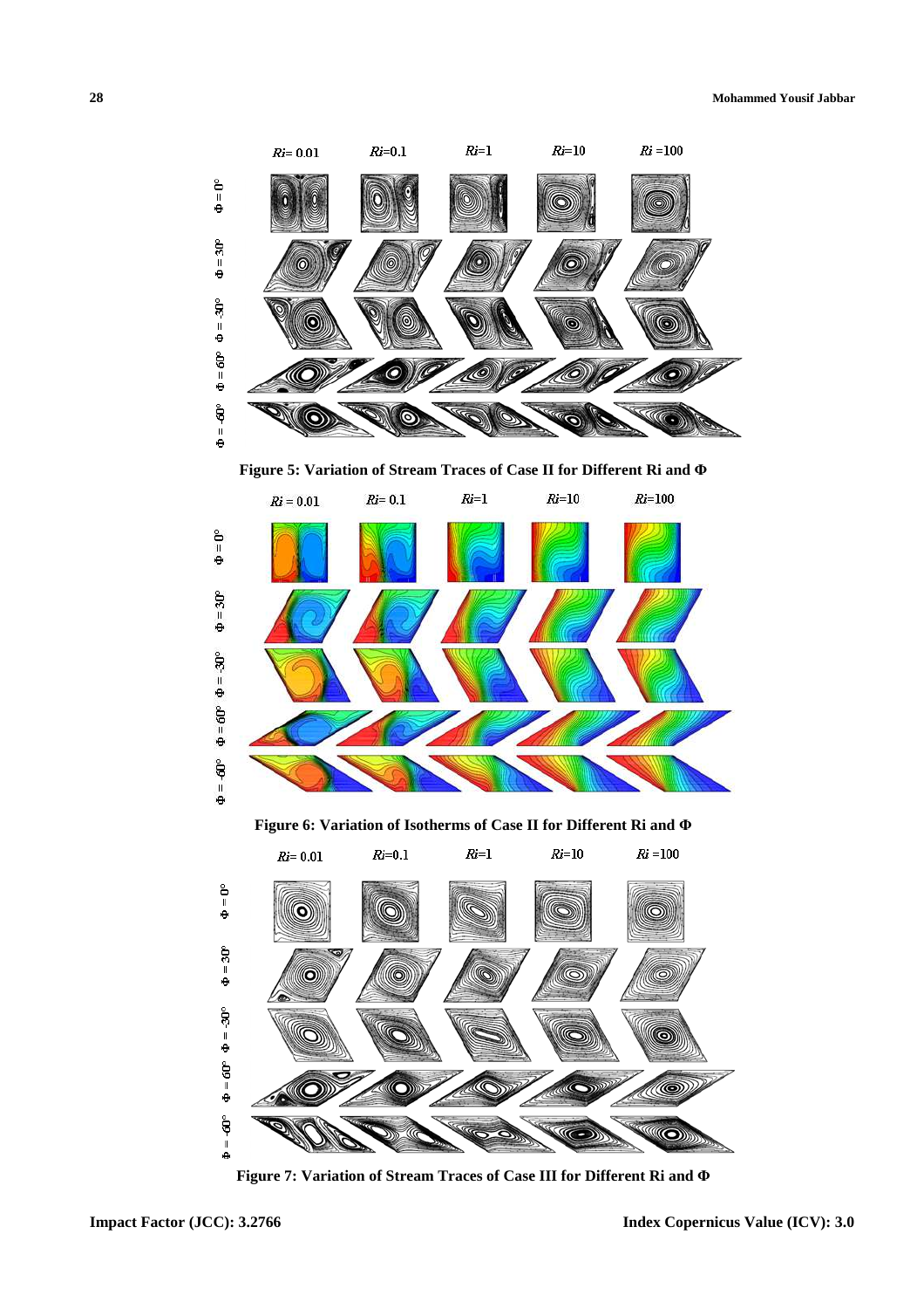**Figure 5: Variation of Stream Traces of Case II for Different Ri and Φ**

**Figure 6: Variation of Isotherms of Case II for Different Ri and Φ**

**Figure 7: Variation of Stream Traces of Case III for Different Ri and Φ**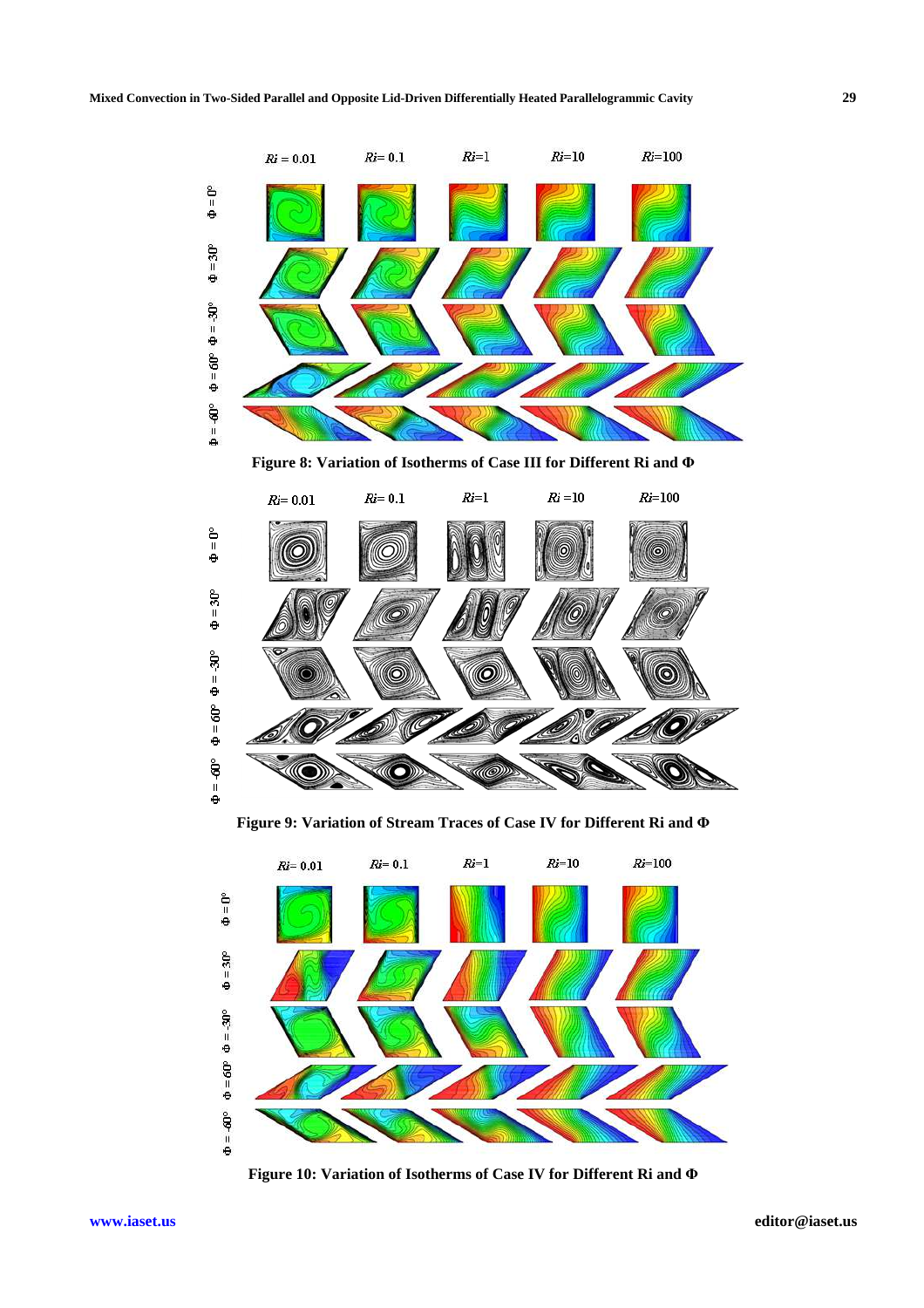Figure 8: Variation of Isotherms of Case III for Different Ri and Φ

Figure 9: Variation of Stream Traces of Case IV for Different Ri and Φ

Figure 10: Variation of Isotherms of Case IV for Different Ri and Φ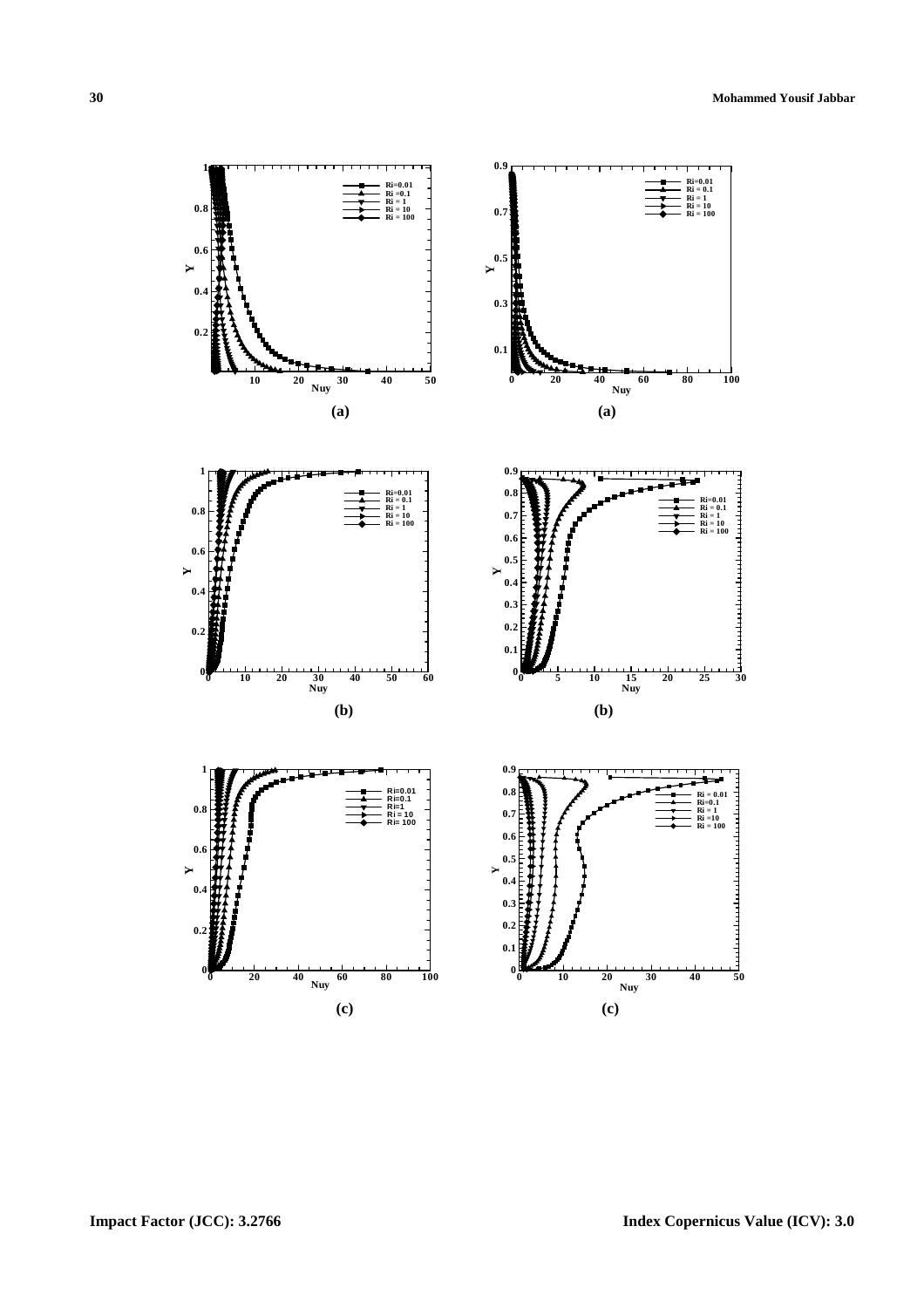(a)

(a)

(b)

(b)

(c)

(c)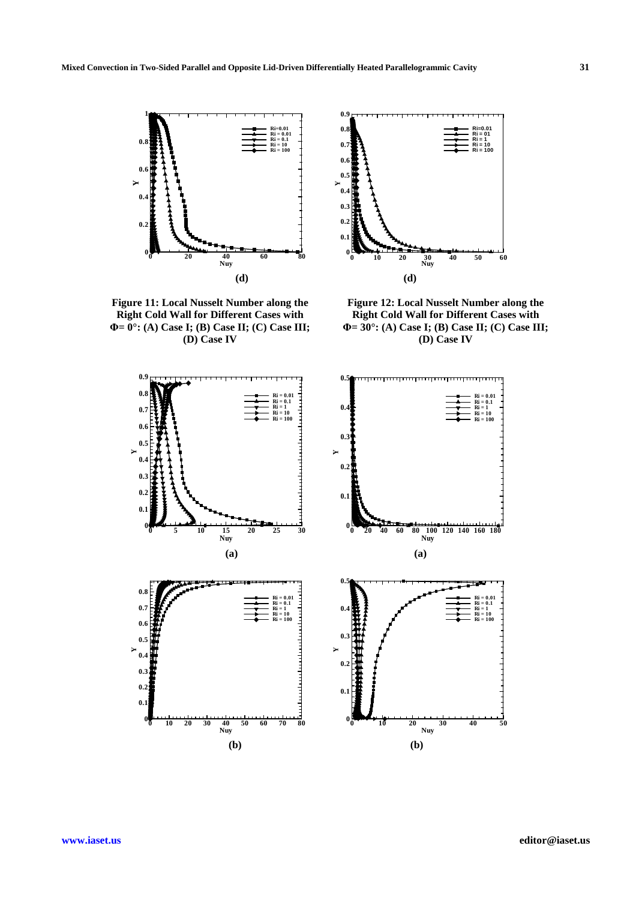(d)

(d)

**Figure 11: Local Nusselt Number along the Right Cold Wall for Different Cases with Φ= 0°: (A) Case I; (B) Case II; (C) Case III; (D) Case IV**

**Figure 12: Local Nusselt Number along the Right Cold Wall for Different Cases with Φ= 30°: (A) Case I; (B) Case II; (C) Case III; (D) Case IV**

(a)

(a)

(b)

(b)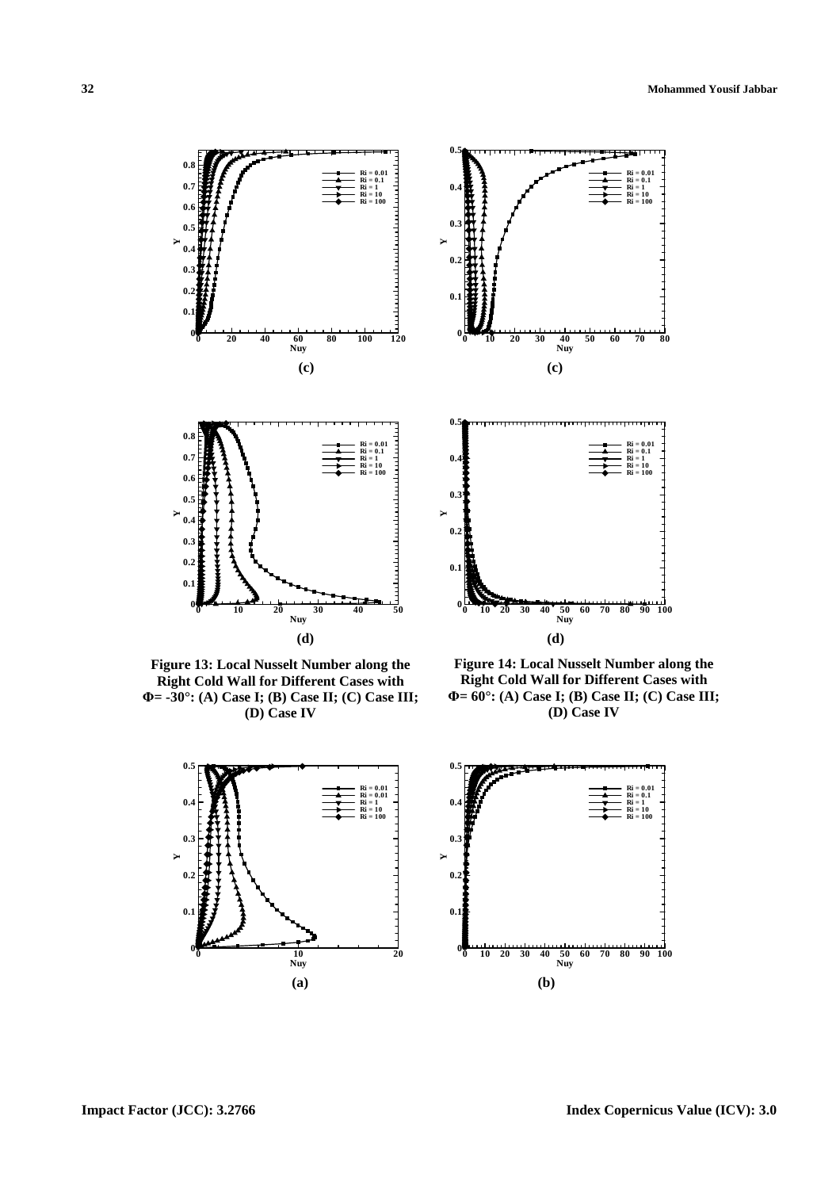(c)

(c)

(d)

(d)

**Figure 13: Local Nusselt Number along the Right Cold Wall for Different Cases with Φ= -30°: (A) Case I; (B) Case II; (C) Case III; (D) Case IV**

**Figure 14: Local Nusselt Number along the Right Cold Wall for Different Cases with Φ= 60°: (A) Case I; (B) Case II; (C) Case III; (D) Case IV**

(a)

(b)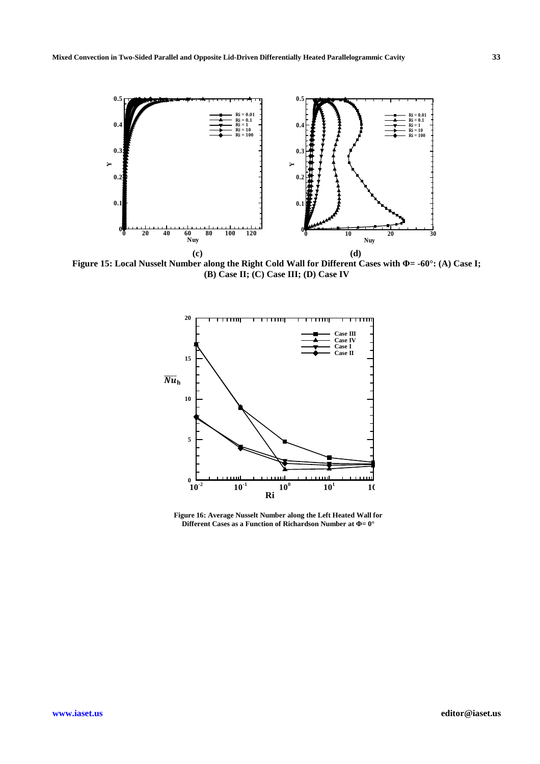Figure 15: Local Nusselt Number along the Right Cold Wall for Different Cases with Φ= -60°: (A) Case I; (B) Case II; (C) Case III; (D) Case IV

Figure 16: Average Nusselt Number along the Left Heated Wall for Different Cases as a Function of Richardson Number at Φ= 0°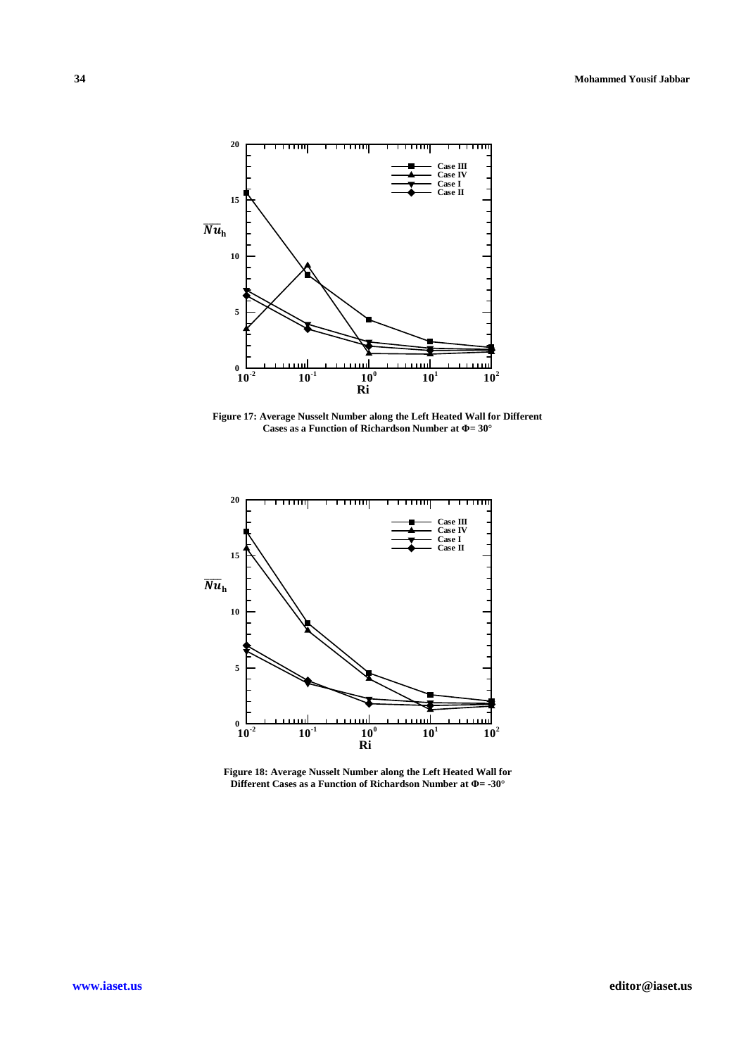Figure 17: Average Nusselt Number along the Left Heated Wall for Different Cases as a Function of Richardson Number at Φ= 30°

Figure 18: Average Nusselt Number along the Left Heated Wall for Different Cases as a Function of Richardson Number at Φ= -30°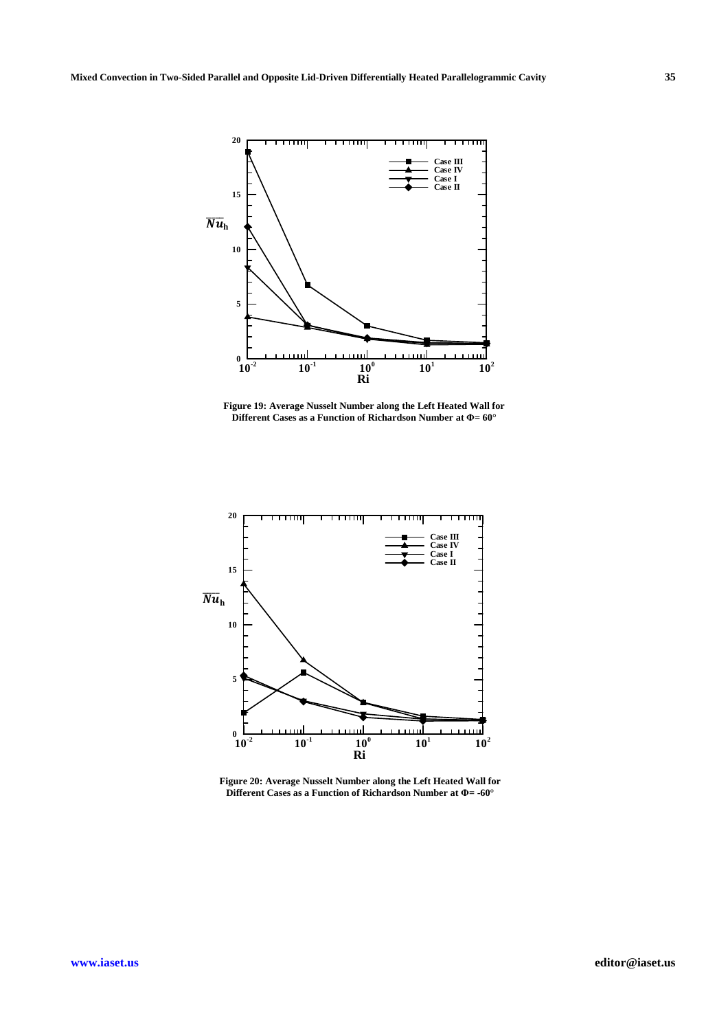20

Case III
Case IV
Case I
Case II

15

$\overline{Nu}_h$

10

5

0

$10^{-2}$ $10^{-1}$ $10^{0}$ $10^{1}$ $10^{2}$

Ri

**Figure 19: Average Nusselt Number along the Left Heated Wall for Different Cases as a Function of Richardson Number at Φ= 60°**

20

Case III
Case IV
Case I
Case II

15

$\overline{Nu}_h$

10

5

0

$10^{-2}$ $10^{-1}$ $10^{0}$ $10^{1}$ $10^{2}$

Ri

**Figure 20: Average Nusselt Number along the Left Heated Wall for Different Cases as a Function of Richardson Number at Φ= -60°**